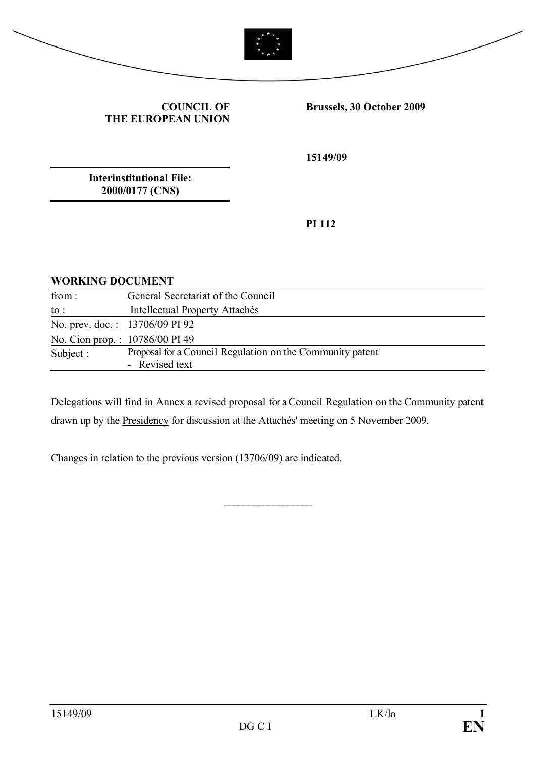**COUNCIL OF THE EUROPEAN UNION**

**Brussels, 30 October 2009**

**15149/09**

**Interinstitutional File: 2000/0177 (CNS)**

**PI 112**

**WORKING DOCUMENT**

| | |
|---|---|
| from : | General Secretariat of the Council |
| to : | Intellectual Property Attachés |
| No. prev. doc. : | 13706/09 PI 92 |
| No. Cion prop. : | 10786/00 PI 49 |
| Subject : | Proposal for a Council Regulation on the Community patent<br>- Revised text |

Delegations will find in Annex a revised proposal for a Council Regulation on the Community patent drawn up by the Presidency for discussion at the Attachés' meeting on 5 November 2009.

Changes in relation to the previous version (13706/09) are indicated.

\_\_\_\_\_\_\_\_\_\_\_\_\_\_\_\_\_\_\_\_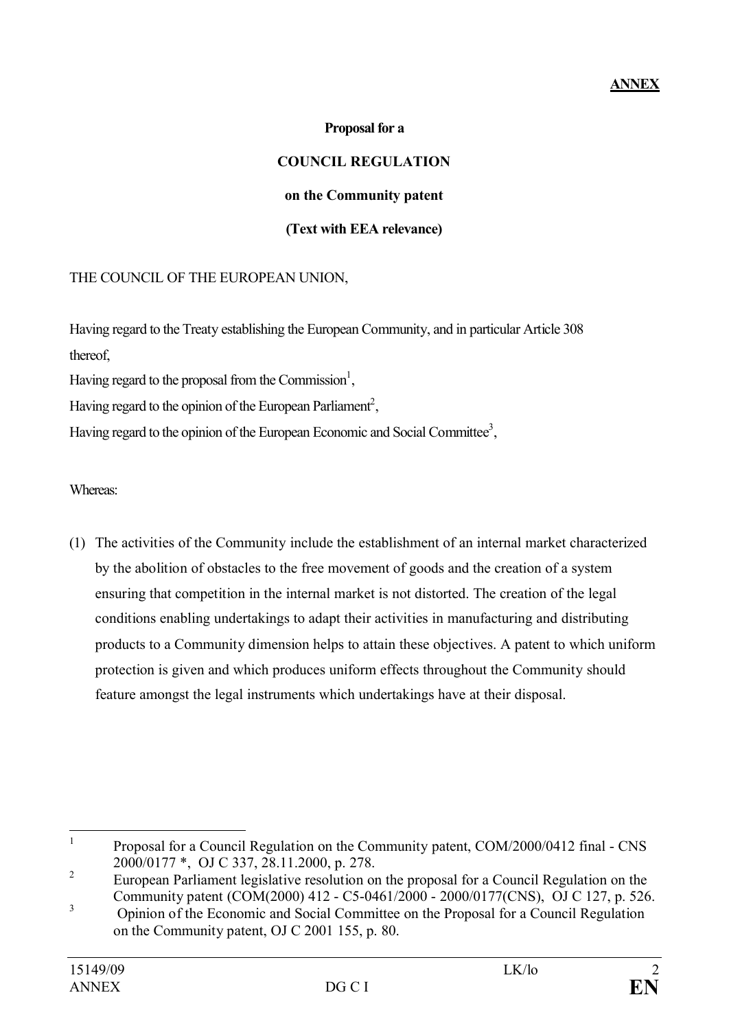**ANNEX**

**Proposal for a**

**COUNCIL REGULATION**

**on the Community patent**

**(Text with EEA relevance)**

THE COUNCIL OF THE EUROPEAN UNION,

Having regard to the Treaty establishing the European Community, and in particular Article 308 thereof,

Having regard to the proposal from the Commission[1],

Having regard to the opinion of the European Parliament[2],

Having regard to the opinion of the European Economic and Social Committee[3],

Whereas:

(1) The activities of the Community include the establishment of an internal market characterized by the abolition of obstacles to the free movement of goods and the creation of a system ensuring that competition in the internal market is not distorted. The creation of the legal conditions enabling undertakings to adapt their activities in manufacturing and distributing products to a Community dimension helps to attain these objectives. A patent to which uniform protection is given and which produces uniform effects throughout the Community should feature amongst the legal instruments which undertakings have at their disposal.

---

[1] Proposal for a Council Regulation on the Community patent, COM/2000/0412 final - CNS 2000/0177 *, OJ C 337, 28.11.2000, p. 278.

[2] European Parliament legislative resolution on the proposal for a Council Regulation on the Community patent (COM(2000) 412 - C5-0461/2000 - 2000/0177(CNS), OJ C 127, p. 526.

[3] Opinion of the Economic and Social Committee on the Proposal for a Council Regulation on the Community patent, OJ C 2001 155, p. 80.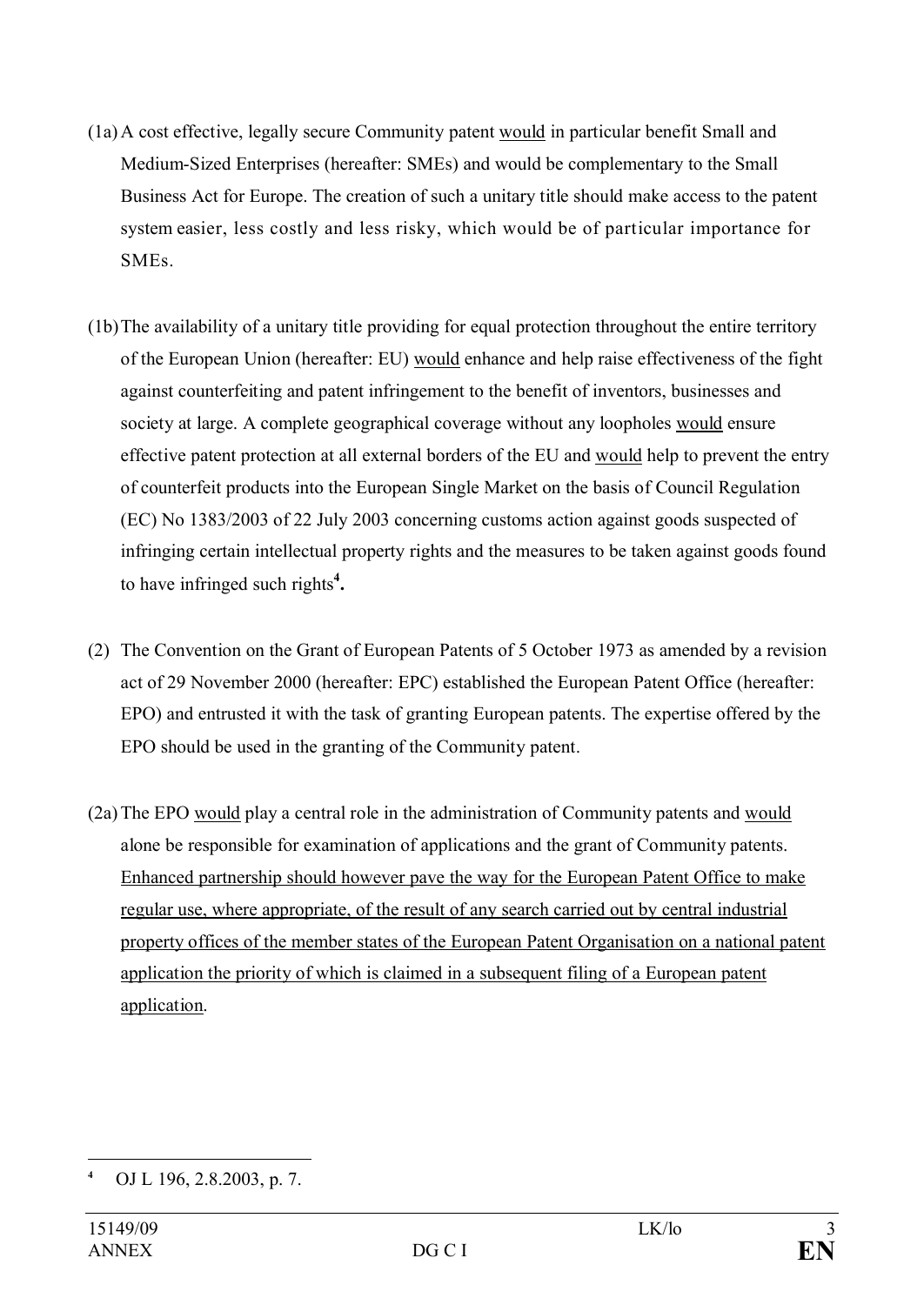(1a) A cost effective, legally secure Community patent <u>would</u> in particular benefit Small and Medium-Sized Enterprises (hereafter: SMEs) and would be complementary to the Small Business Act for Europe. The creation of such a unitary title should make access to the patent system easier, less costly and less risky, which would be of particular importance for SMEs.

(1b) The availability of a unitary title providing for equal protection throughout the entire territory of the European Union (hereafter: EU) <u>would</u> enhance and help raise effectiveness of the fight against counterfeiting and patent infringement to the benefit of inventors, businesses and society at large. A complete geographical coverage without any loopholes <u>would</u> ensure effective patent protection at all external borders of the EU and <u>would</u> help to prevent the entry of counterfeit products into the European Single Market on the basis of Council Regulation (EC) No 1383/2003 of 22 July 2003 concerning customs action against goods suspected of infringing certain intellectual property rights and the measures to be taken against goods found to have infringed such rights[4].

(2) The Convention on the Grant of European Patents of 5 October 1973 as amended by a revision act of 29 November 2000 (hereafter: EPC) established the European Patent Office (hereafter: EPO) and entrusted it with the task of granting European patents. The expertise offered by the EPO should be used in the granting of the Community patent.

(2a) The EPO <u>would</u> play a central role in the administration of Community patents and <u>would</u> alone be responsible for examination of applications and the grant of Community patents. <u>Enhanced partnership should however pave the way for the European Patent Office to make regular use, where appropriate, of the result of any search carried out by central industrial property offices of the member states of the European Patent Organisation on a national patent application the priority of which is claimed in a subsequent filing of a European patent application</u>.

---

[4] OJ L 196, 2.8.2003, p. 7.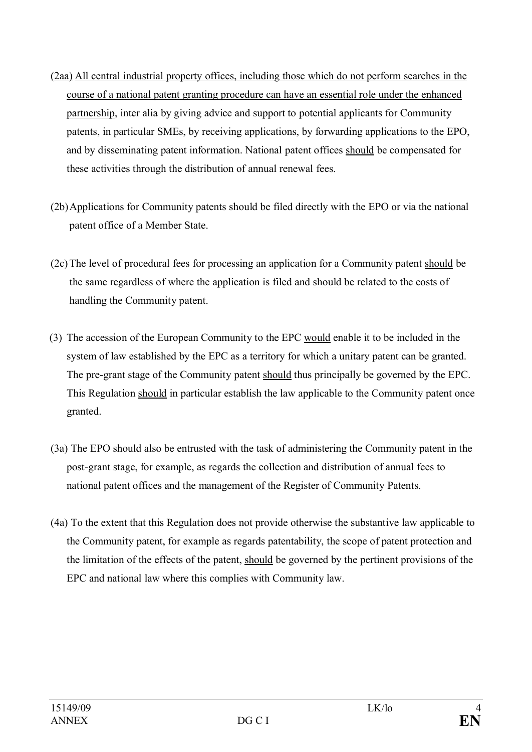(2aa) All central industrial property offices, including those which do not perform searches in the course of a national patent granting procedure can have an essential role under the enhanced partnership, inter alia by giving advice and support to potential applicants for Community patents, in particular SMEs, by receiving applications, by forwarding applications to the EPO, and by disseminating patent information. National patent offices should be compensated for these activities through the distribution of annual renewal fees.

(2b) Applications for Community patents should be filed directly with the EPO or via the national patent office of a Member State.

(2c) The level of procedural fees for processing an application for a Community patent should be the same regardless of where the application is filed and should be related to the costs of handling the Community patent.

(3) The accession of the European Community to the EPC would enable it to be included in the system of law established by the EPC as a territory for which a unitary patent can be granted. The pre-grant stage of the Community patent should thus principally be governed by the EPC. This Regulation should in particular establish the law applicable to the Community patent once granted.

(3a) The EPO should also be entrusted with the task of administering the Community patent in the post-grant stage, for example, as regards the collection and distribution of annual fees to national patent offices and the management of the Register of Community Patents.

(4a) To the extent that this Regulation does not provide otherwise the substantive law applicable to the Community patent, for example as regards patentability, the scope of patent protection and the limitation of the effects of the patent, should be governed by the pertinent provisions of the EPC and national law where this complies with Community law.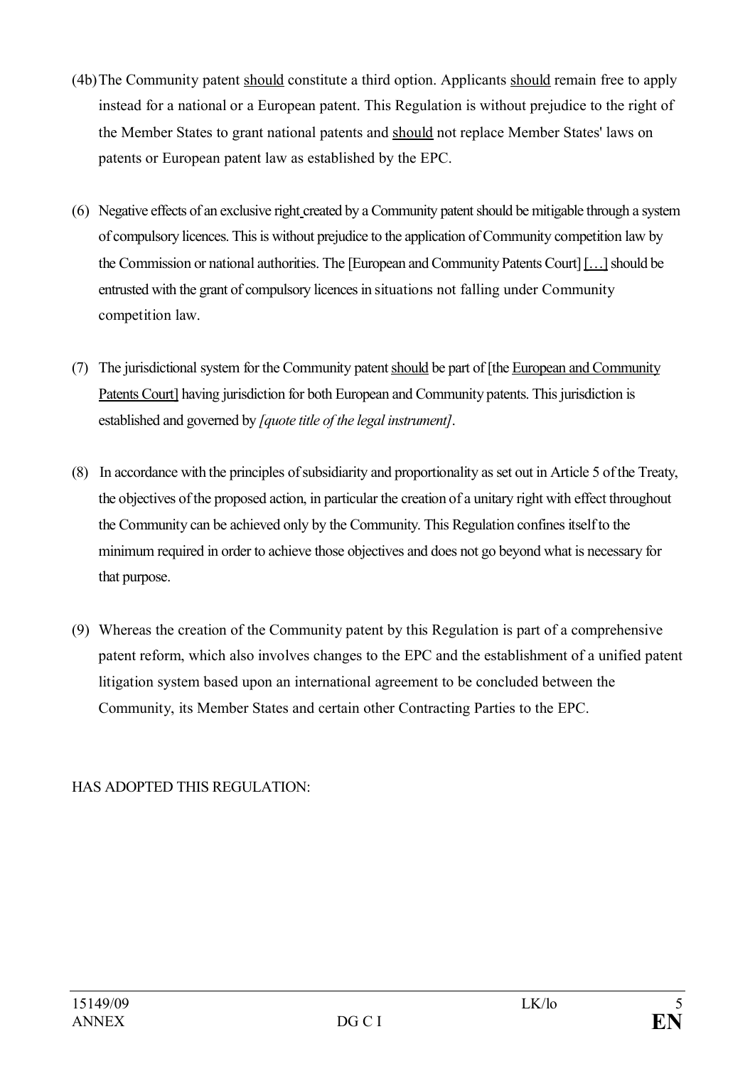(4b) The Community patent <u>should</u> constitute a third option. Applicants <u>should</u> remain free to apply instead for a national or a European patent. This Regulation is without prejudice to the right of the Member States to grant national patents and <u>should</u> not replace Member States' laws on patents or European patent law as established by the EPC.

(6) Negative effects of an exclusive right created by a Community patent should be mitigable through a system of compulsory licences. This is without prejudice to the application of Community competition law by the Commission or national authorities. The [European and Community Patents Court] <u>[…]</u> should be entrusted with the grant of compulsory licences in situations not falling under Community competition law.

(7) The jurisdictional system for the Community patent <u>should</u> be part of [the <u>European and Community Patents Court</u>] having jurisdiction for both European and Community patents. This jurisdiction is established and governed by *[quote title of the legal instrument]*.

(8) In accordance with the principles of subsidiarity and proportionality as set out in Article 5 of the Treaty, the objectives of the proposed action, in particular the creation of a unitary right with effect throughout the Community can be achieved only by the Community. This Regulation confines itself to the minimum required in order to achieve those objectives and does not go beyond what is necessary for that purpose.

(9) Whereas the creation of the Community patent by this Regulation is part of a comprehensive patent reform, which also involves changes to the EPC and the establishment of a unified patent litigation system based upon an international agreement to be concluded between the Community, its Member States and certain other Contracting Parties to the EPC.

HAS ADOPTED THIS REGULATION: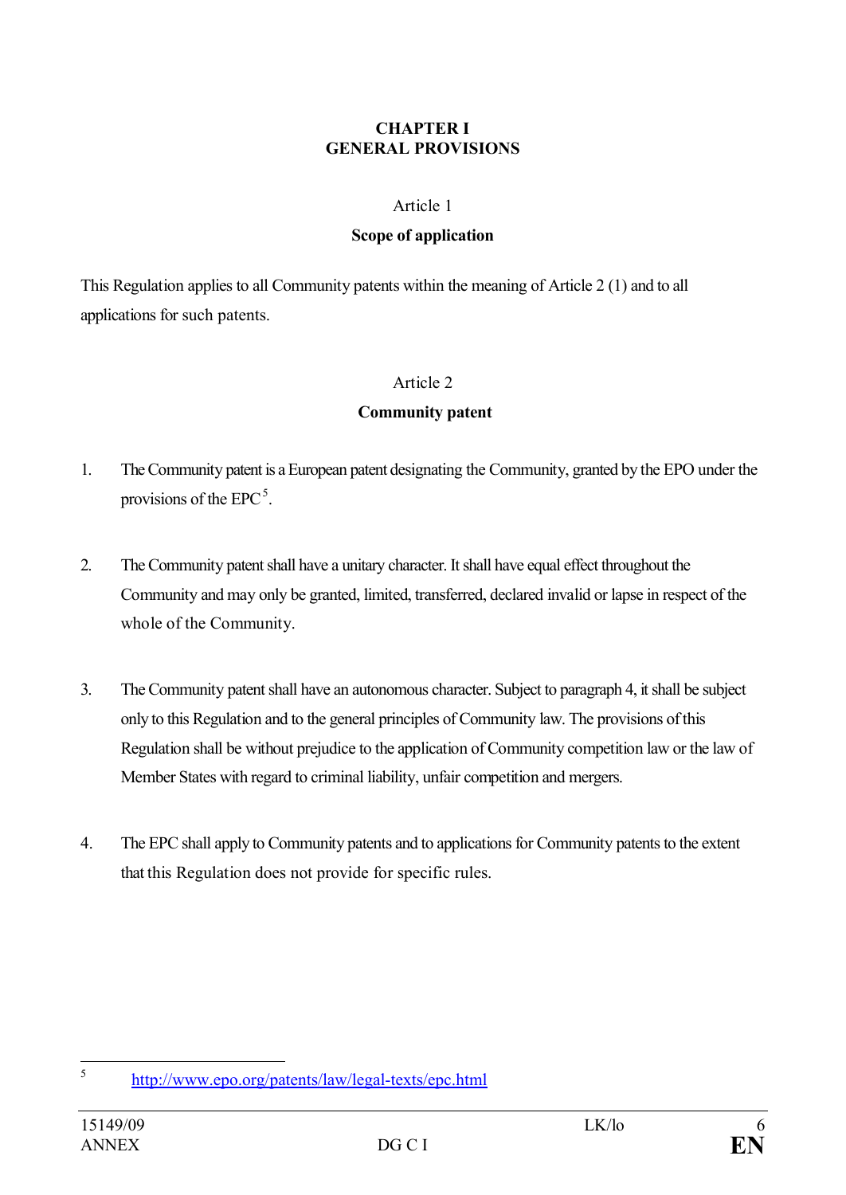# CHAPTER I
# GENERAL PROVISIONS

Article 1

**Scope of application**

This Regulation applies to all Community patents within the meaning of Article 2 (1) and to all applications for such patents.

Article 2

**Community patent**

1. The Community patent is a European patent designating the Community, granted by the EPO under the provisions of the EPC[5].

2. The Community patent shall have a unitary character. It shall have equal effect throughout the Community and may only be granted, limited, transferred, declared invalid or lapse in respect of the whole of the Community.

3. The Community patent shall have an autonomous character. Subject to paragraph 4, it shall be subject only to this Regulation and to the general principles of Community law. The provisions of this Regulation shall be without prejudice to the application of Community competition law or the law of Member States with regard to criminal liability, unfair competition and mergers.

4. The EPC shall apply to Community patents and to applications for Community patents to the extent that this Regulation does not provide for specific rules.

---

[5] http://www.epo.org/patents/law/legal-texts/epc.html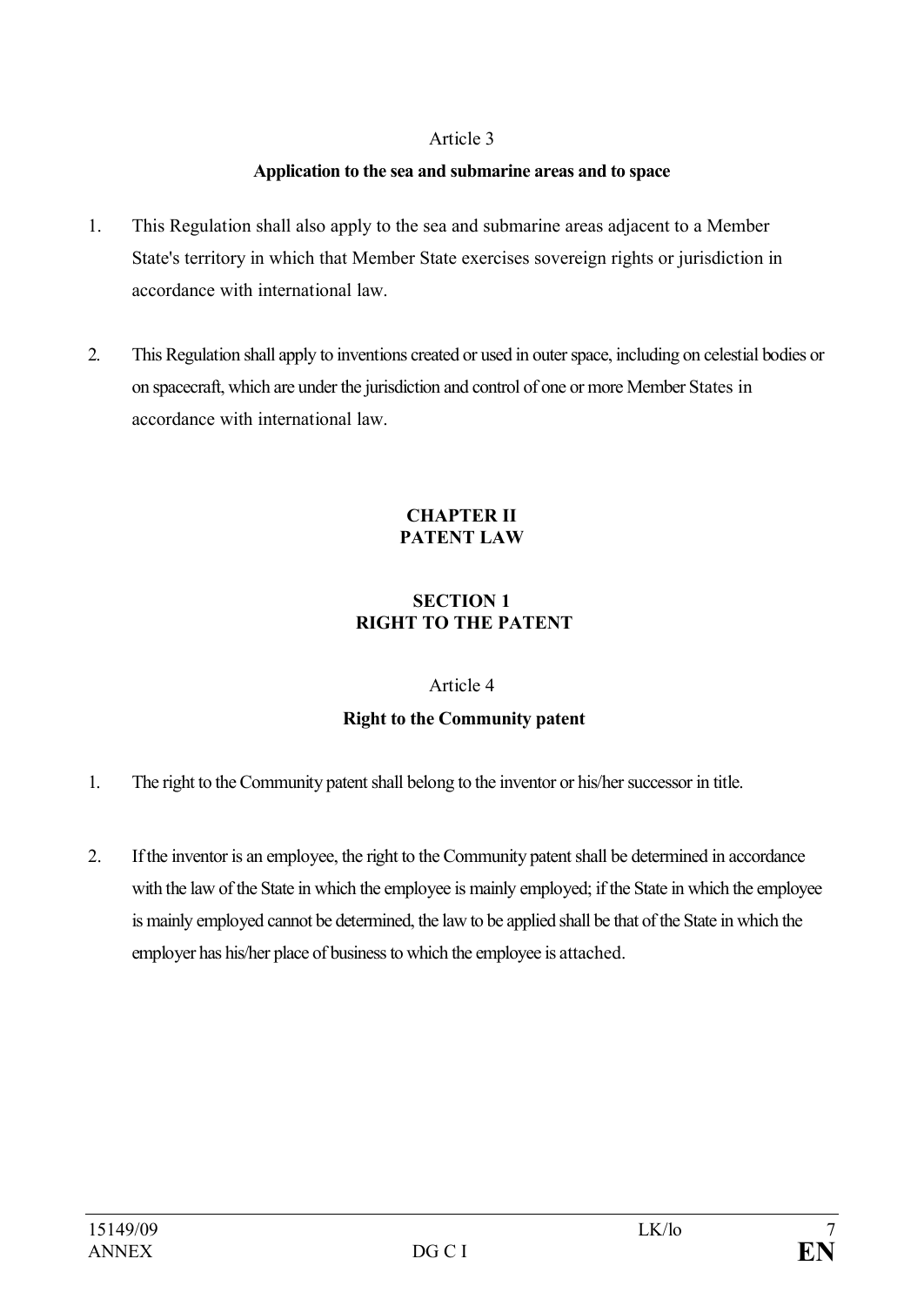Article 3

**Application to the sea and submarine areas and to space**

1. This Regulation shall also apply to the sea and submarine areas adjacent to a Member State's territory in which that Member State exercises sovereign rights or jurisdiction in accordance with international law.

2. This Regulation shall apply to inventions created or used in outer space, including on celestial bodies or on spacecraft, which are under the jurisdiction and control of one or more Member States in accordance with international law.

## CHAPTER II
## PATENT LAW

### SECTION 1
### RIGHT TO THE PATENT

Article 4

**Right to the Community patent**

1. The right to the Community patent shall belong to the inventor or his/her successor in title.

2. If the inventor is an employee, the right to the Community patent shall be determined in accordance with the law of the State in which the employee is mainly employed; if the State in which the employee is mainly employed cannot be determined, the law to be applied shall be that of the State in which the employer has his/her place of business to which the employee is attached.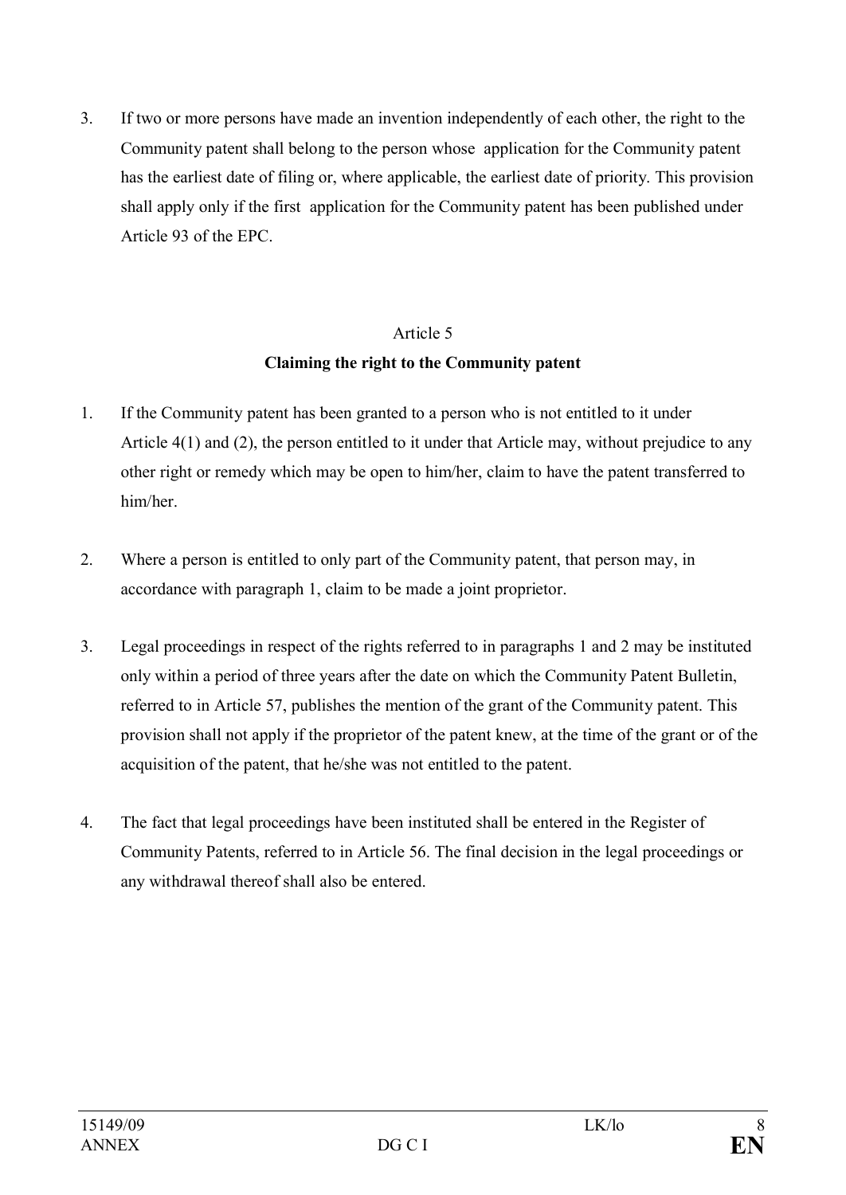3. If two or more persons have made an invention independently of each other, the right to the Community patent shall belong to the person whose application for the Community patent has the earliest date of filing or, where applicable, the earliest date of priority. This provision shall apply only if the first application for the Community patent has been published under Article 93 of the EPC.

### Article 5

### Claiming the right to the Community patent

1. If the Community patent has been granted to a person who is not entitled to it under Article 4(1) and (2), the person entitled to it under that Article may, without prejudice to any other right or remedy which may be open to him/her, claim to have the patent transferred to him/her.

2. Where a person is entitled to only part of the Community patent, that person may, in accordance with paragraph 1, claim to be made a joint proprietor.

3. Legal proceedings in respect of the rights referred to in paragraphs 1 and 2 may be instituted only within a period of three years after the date on which the Community Patent Bulletin, referred to in Article 57, publishes the mention of the grant of the Community patent. This provision shall not apply if the proprietor of the patent knew, at the time of the grant or of the acquisition of the patent, that he/she was not entitled to the patent.

4. The fact that legal proceedings have been instituted shall be entered in the Register of Community Patents, referred to in Article 56. The final decision in the legal proceedings or any withdrawal thereof shall also be entered.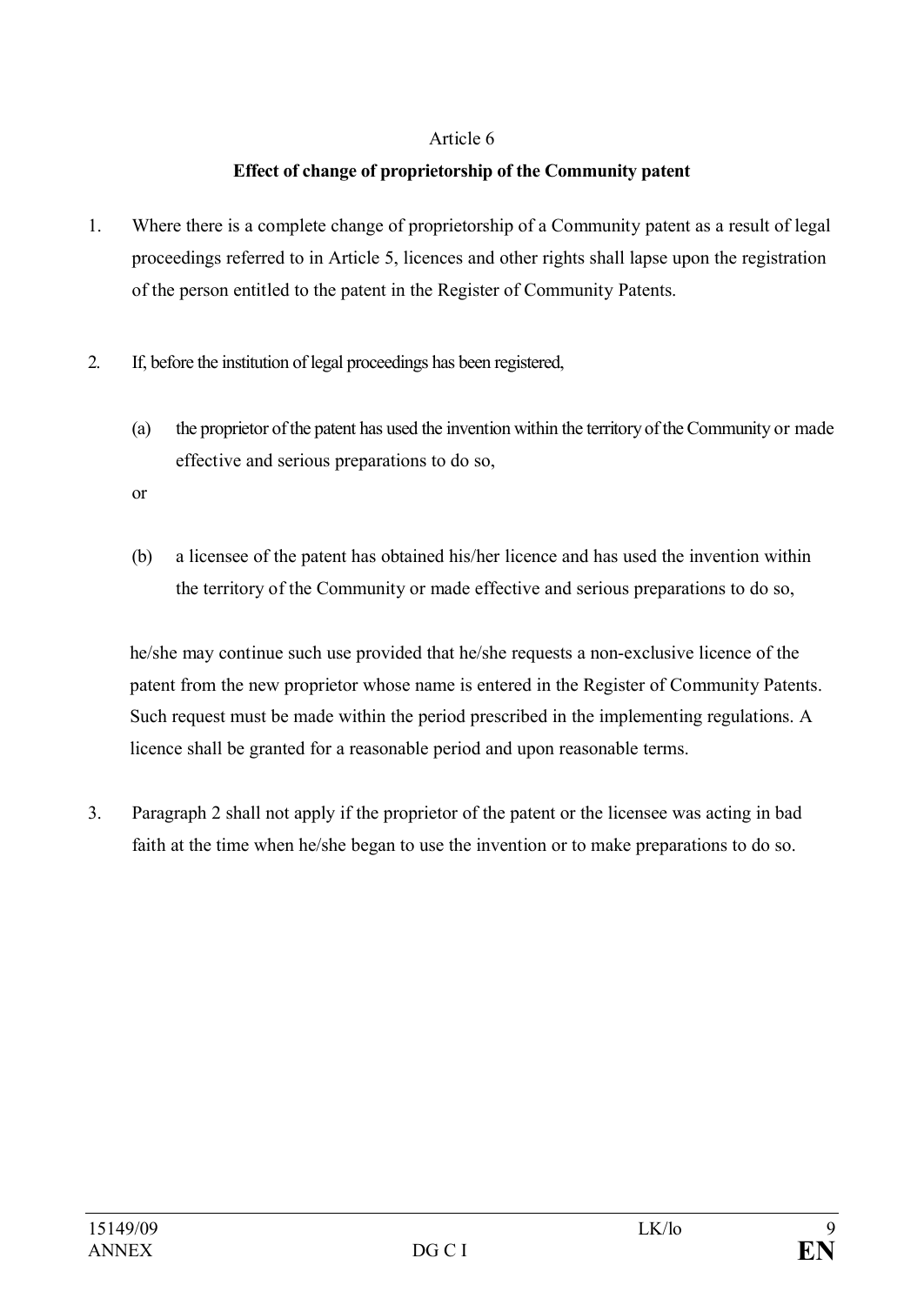Article 6

**Effect of change of proprietorship of the Community patent**

1. Where there is a complete change of proprietorship of a Community patent as a result of legal proceedings referred to in Article 5, licences and other rights shall lapse upon the registration of the person entitled to the patent in the Register of Community Patents.

2. If, before the institution of legal proceedings has been registered,

   (a) the proprietor of the patent has used the invention within the territory of the Community or made effective and serious preparations to do so,

   or

   (b) a licensee of the patent has obtained his/her licence and has used the invention within the territory of the Community or made effective and serious preparations to do so,

   he/she may continue such use provided that he/she requests a non-exclusive licence of the patent from the new proprietor whose name is entered in the Register of Community Patents. Such request must be made within the period prescribed in the implementing regulations. A licence shall be granted for a reasonable period and upon reasonable terms.

3. Paragraph 2 shall not apply if the proprietor of the patent or the licensee was acting in bad faith at the time when he/she began to use the invention or to make preparations to do so.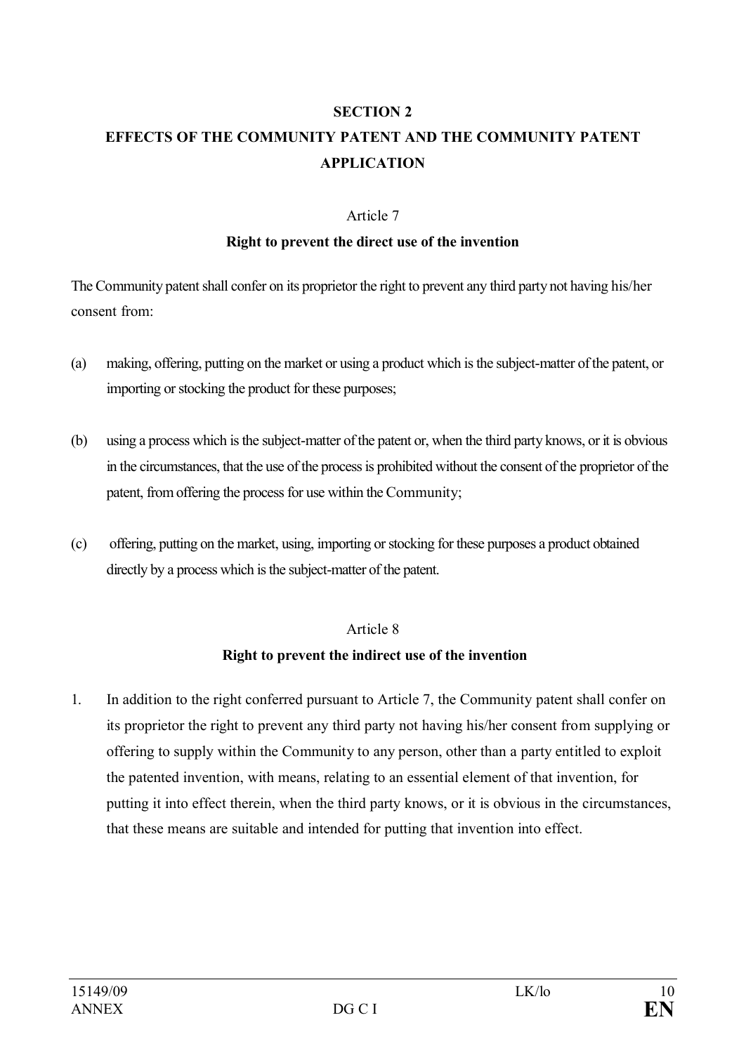## SECTION 2
## EFFECTS OF THE COMMUNITY PATENT AND THE COMMUNITY PATENT APPLICATION

### Article 7
### Right to prevent the direct use of the invention

The Community patent shall confer on its proprietor the right to prevent any third party not having his/her consent from:

(a) making, offering, putting on the market or using a product which is the subject-matter of the patent, or importing or stocking the product for these purposes;

(b) using a process which is the subject-matter of the patent or, when the third party knows, or it is obvious in the circumstances, that the use of the process is prohibited without the consent of the proprietor of the patent, from offering the process for use within the Community;

(c) offering, putting on the market, using, importing or stocking for these purposes a product obtained directly by a process which is the subject-matter of the patent.

### Article 8
### Right to prevent the indirect use of the invention

1. In addition to the right conferred pursuant to Article 7, the Community patent shall confer on its proprietor the right to prevent any third party not having his/her consent from supplying or offering to supply within the Community to any person, other than a party entitled to exploit the patented invention, with means, relating to an essential element of that invention, for putting it into effect therein, when the third party knows, or it is obvious in the circumstances, that these means are suitable and intended for putting that invention into effect.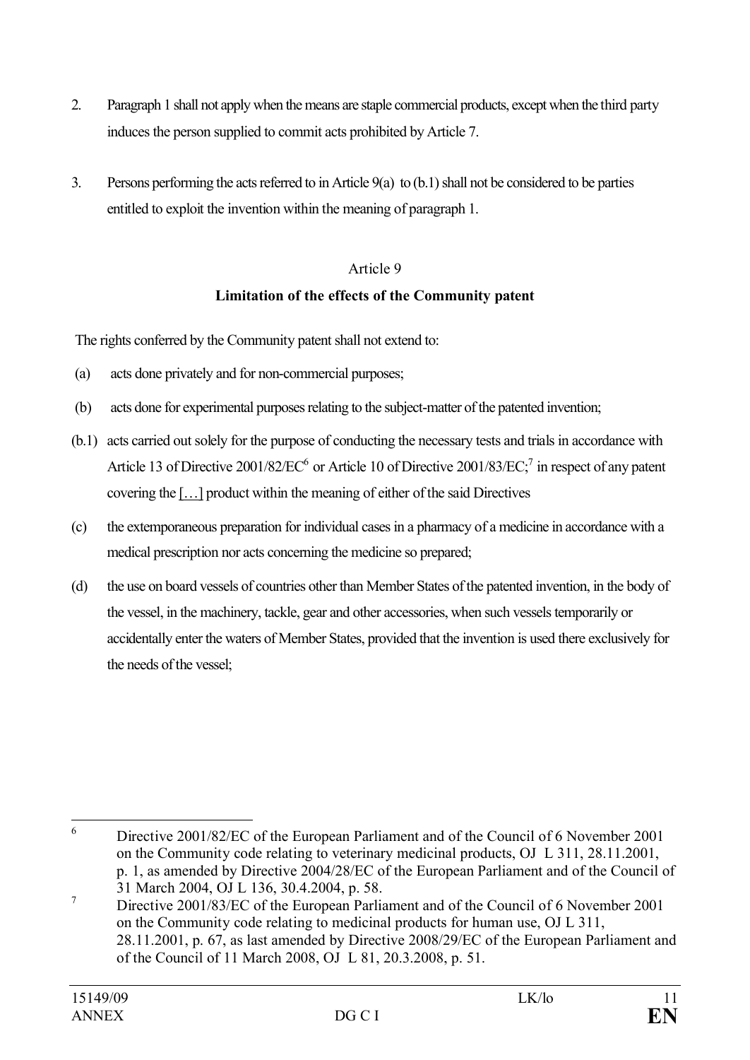2. Paragraph 1 shall not apply when the means are staple commercial products, except when the third party induces the person supplied to commit acts prohibited by Article 7.

3. Persons performing the acts referred to in Article 9(a) to (b.1) shall not be considered to be parties entitled to exploit the invention within the meaning of paragraph 1.

Article 9

**Limitation of the effects of the Community patent**

The rights conferred by the Community patent shall not extend to:

(a) acts done privately and for non-commercial purposes;

(b) acts done for experimental purposes relating to the subject-matter of the patented invention;

(b.1) acts carried out solely for the purpose of conducting the necessary tests and trials in accordance with Article 13 of Directive 2001/82/EC[6] or Article 10 of Directive 2001/83/EC;[7] in respect of any patent covering the […] product within the meaning of either of the said Directives

(c) the extemporaneous preparation for individual cases in a pharmacy of a medicine in accordance with a medical prescription nor acts concerning the medicine so prepared;

(d) the use on board vessels of countries other than Member States of the patented invention, in the body of the vessel, in the machinery, tackle, gear and other accessories, when such vessels temporarily or accidentally enter the waters of Member States, provided that the invention is used there exclusively for the needs of the vessel;

---

[6] Directive 2001/82/EC of the European Parliament and of the Council of 6 November 2001 on the Community code relating to veterinary medicinal products, OJ L 311, 28.11.2001, p. 1, as amended by Directive 2004/28/EC of the European Parliament and of the Council of 31 March 2004, OJ L 136, 30.4.2004, p. 58.

[7] Directive 2001/83/EC of the European Parliament and of the Council of 6 November 2001 on the Community code relating to medicinal products for human use, OJ L 311, 28.11.2001, p. 67, as last amended by Directive 2008/29/EC of the European Parliament and of the Council of 11 March 2008, OJ L 81, 20.3.2008, p. 51.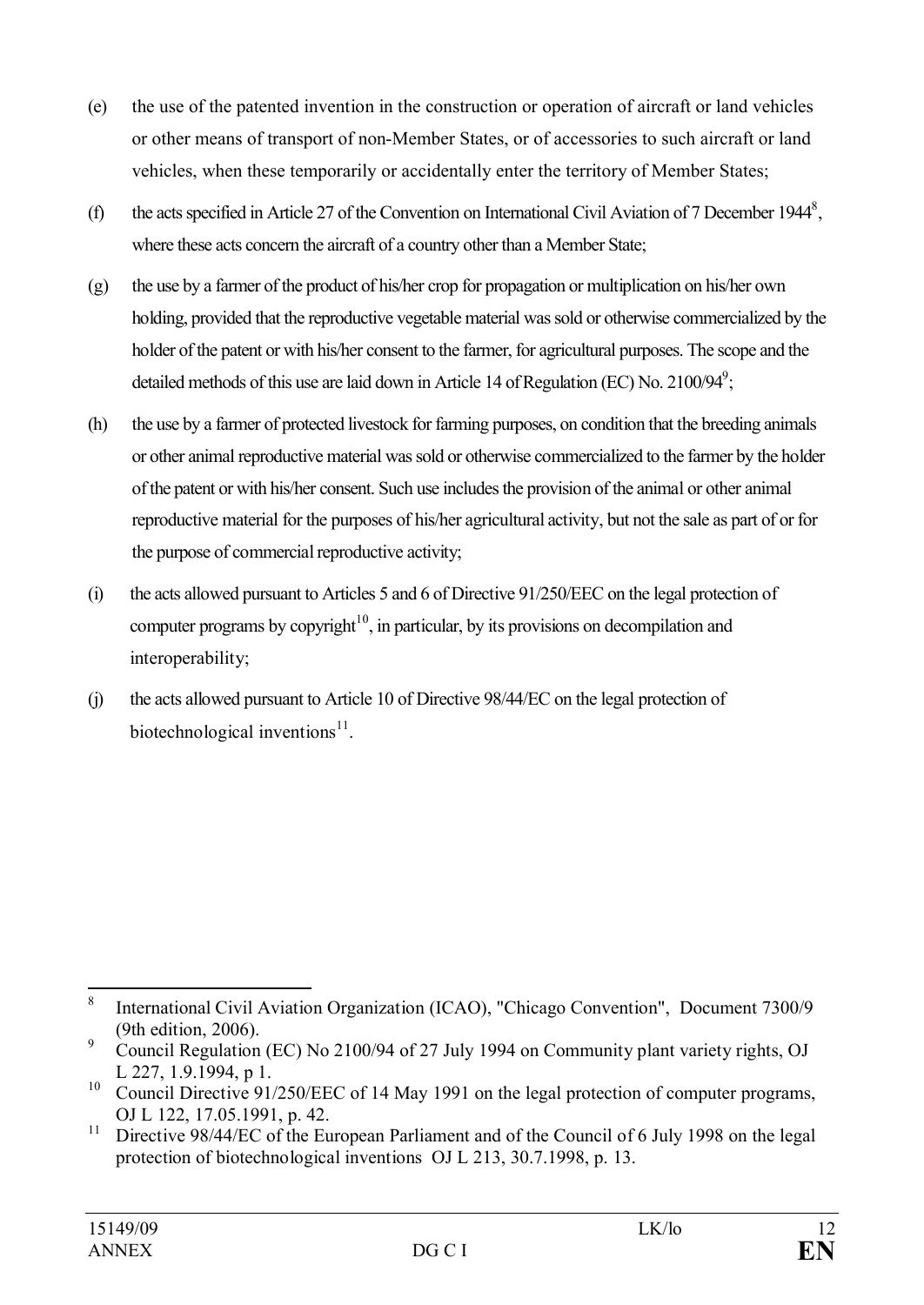(e) the use of the patented invention in the construction or operation of aircraft or land vehicles or other means of transport of non-Member States, or of accessories to such aircraft or land vehicles, when these temporarily or accidentally enter the territory of Member States;

(f) the acts specified in Article 27 of the Convention on International Civil Aviation of 7 December 1944[8], where these acts concern the aircraft of a country other than a Member State;

(g) the use by a farmer of the product of his/her crop for propagation or multiplication on his/her own holding, provided that the reproductive vegetable material was sold or otherwise commercialized by the holder of the patent or with his/her consent to the farmer, for agricultural purposes. The scope and the detailed methods of this use are laid down in Article 14 of Regulation (EC) No. 2100/94[9];

(h) the use by a farmer of protected livestock for farming purposes, on condition that the breeding animals or other animal reproductive material was sold or otherwise commercialized to the farmer by the holder of the patent or with his/her consent. Such use includes the provision of the animal or other animal reproductive material for the purposes of his/her agricultural activity, but not the sale as part of or for the purpose of commercial reproductive activity;

(i) the acts allowed pursuant to Articles 5 and 6 of Directive 91/250/EEC on the legal protection of computer programs by copyright[10], in particular, by its provisions on decompilation and interoperability;

(j) the acts allowed pursuant to Article 10 of Directive 98/44/EC on the legal protection of biotechnological inventions[11].

---

[8] International Civil Aviation Organization (ICAO), "Chicago Convention", Document 7300/9 (9th edition, 2006).

[9] Council Regulation (EC) No 2100/94 of 27 July 1994 on Community plant variety rights, OJ L 227, 1.9.1994, p 1.

[10] Council Directive 91/250/EEC of 14 May 1991 on the legal protection of computer programs, OJ L 122, 17.05.1991, p. 42.

[11] Directive 98/44/EC of the European Parliament and of the Council of 6 July 1998 on the legal protection of biotechnological inventions OJ L 213, 30.7.1998, p. 13.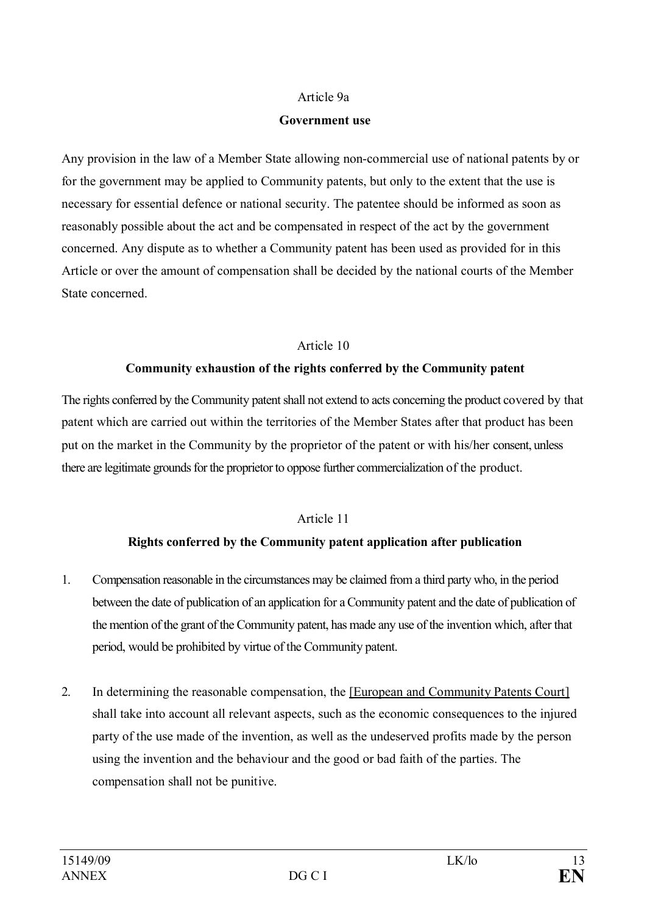Article 9a

**Government use**

Any provision in the law of a Member State allowing non-commercial use of national patents by or for the government may be applied to Community patents, but only to the extent that the use is necessary for essential defence or national security. The patentee should be informed as soon as reasonably possible about the act and be compensated in respect of the act by the government concerned. Any dispute as to whether a Community patent has been used as provided for in this Article or over the amount of compensation shall be decided by the national courts of the Member State concerned.

Article 10

**Community exhaustion of the rights conferred by the Community patent**

The rights conferred by the Community patent shall not extend to acts concerning the product covered by that patent which are carried out within the territories of the Member States after that product has been put on the market in the Community by the proprietor of the patent or with his/her consent, unless there are legitimate grounds for the proprietor to oppose further commercialization of the product.

Article 11

**Rights conferred by the Community patent application after publication**

1. Compensation reasonable in the circumstances may be claimed from a third party who, in the period between the date of publication of an application for a Community patent and the date of publication of the mention of the grant of the Community patent, has made any use of the invention which, after that period, would be prohibited by virtue of the Community patent.

2. In determining the reasonable compensation, the [European and Community Patents Court] shall take into account all relevant aspects, such as the economic consequences to the injured party of the use made of the invention, as well as the undeserved profits made by the person using the invention and the behaviour and the good or bad faith of the parties. The compensation shall not be punitive.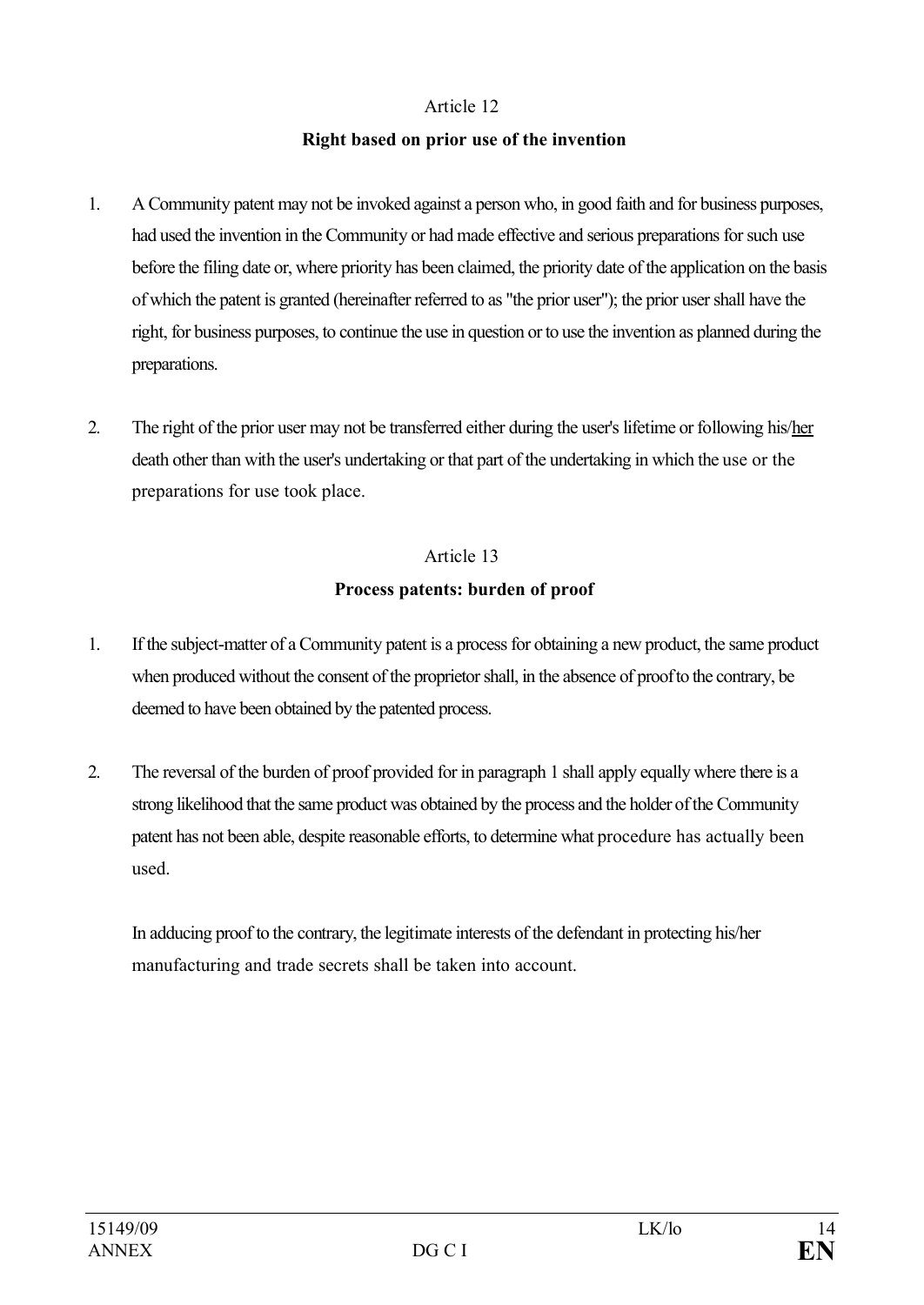Article 12

**Right based on prior use of the invention**

1. A Community patent may not be invoked against a person who, in good faith and for business purposes, had used the invention in the Community or had made effective and serious preparations for such use before the filing date or, where priority has been claimed, the priority date of the application on the basis of which the patent is granted (hereinafter referred to as "the prior user"); the prior user shall have the right, for business purposes, to continue the use in question or to use the invention as planned during the preparations.

2. The right of the prior user may not be transferred either during the user's lifetime or following his/her death other than with the user's undertaking or that part of the undertaking in which the use or the preparations for use took place.

Article 13

**Process patents: burden of proof**

1. If the subject-matter of a Community patent is a process for obtaining a new product, the same product when produced without the consent of the proprietor shall, in the absence of proof to the contrary, be deemed to have been obtained by the patented process.

2. The reversal of the burden of proof provided for in paragraph 1 shall apply equally where there is a strong likelihood that the same product was obtained by the process and the holder of the Community patent has not been able, despite reasonable efforts, to determine what procedure has actually been used.

   In adducing proof to the contrary, the legitimate interests of the defendant in protecting his/her manufacturing and trade secrets shall be taken into account.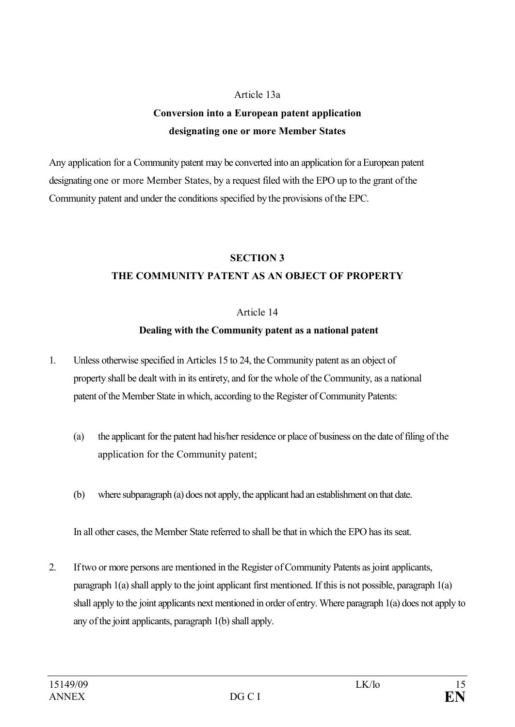Article 13a

**Conversion into a European patent application designating one or more Member States**

Any application for a Community patent may be converted into an application for a European patent designating one or more Member States, by a request filed with the EPO up to the grant of the Community patent and under the conditions specified by the provisions of the EPC.

**SECTION 3**

**THE COMMUNITY PATENT AS AN OBJECT OF PROPERTY**

Article 14

**Dealing with the Community patent as a national patent**

1. Unless otherwise specified in Articles 15 to 24, the Community patent as an object of property shall be dealt with in its entirety, and for the whole of the Community, as a national patent of the Member State in which, according to the Register of Community Patents:

   (a) the applicant for the patent had his/her residence or place of business on the date of filing of the application for the Community patent;

   (b) where subparagraph (a) does not apply, the applicant had an establishment on that date.

   In all other cases, the Member State referred to shall be that in which the EPO has its seat.

2. If two or more persons are mentioned in the Register of Community Patents as joint applicants, paragraph 1(a) shall apply to the joint applicant first mentioned. If this is not possible, paragraph 1(a) shall apply to the joint applicants next mentioned in order of entry. Where paragraph 1(a) does not apply to any of the joint applicants, paragraph 1(b) shall apply.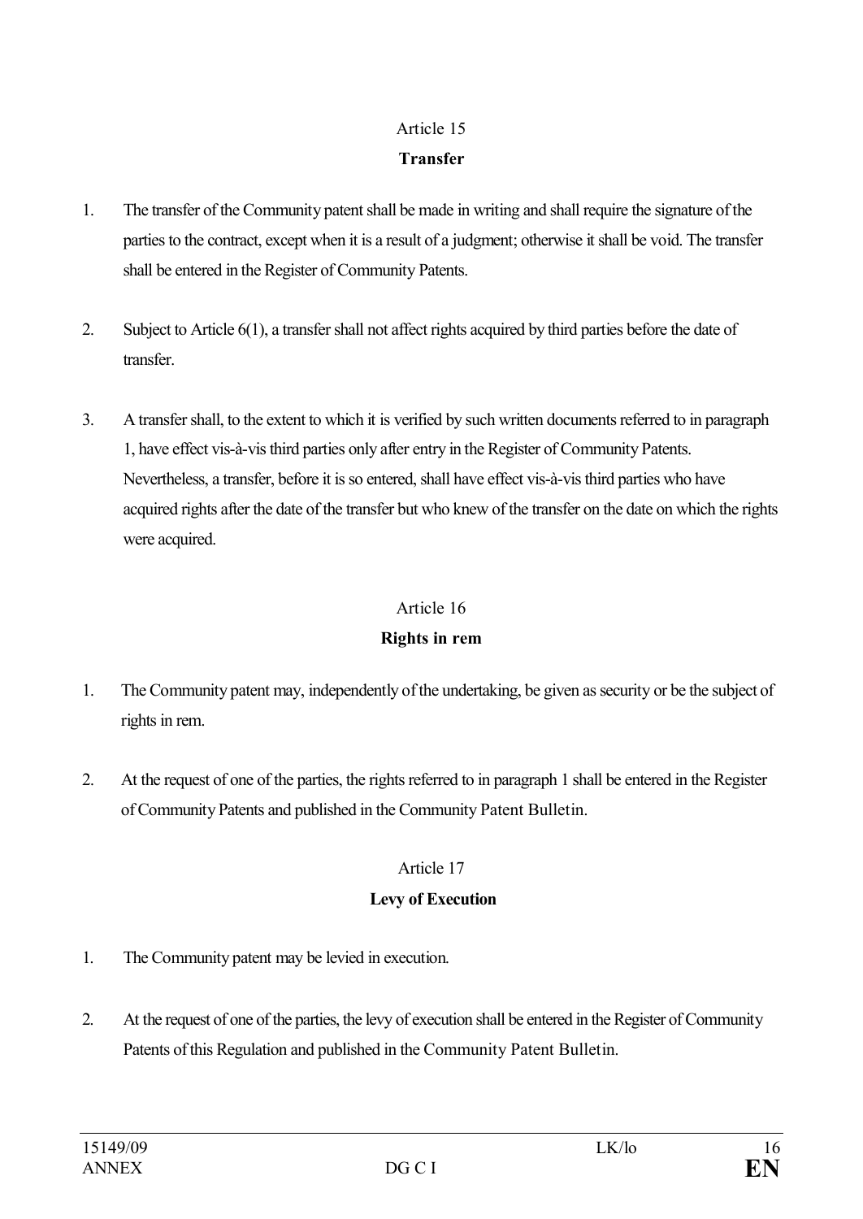Article 15

**Transfer**

1. The transfer of the Community patent shall be made in writing and shall require the signature of the parties to the contract, except when it is a result of a judgment; otherwise it shall be void. The transfer shall be entered in the Register of Community Patents.

2. Subject to Article 6(1), a transfer shall not affect rights acquired by third parties before the date of transfer.

3. A transfer shall, to the extent to which it is verified by such written documents referred to in paragraph 1, have effect vis-à-vis third parties only after entry in the Register of Community Patents. Nevertheless, a transfer, before it is so entered, shall have effect vis-à-vis third parties who have acquired rights after the date of the transfer but who knew of the transfer on the date on which the rights were acquired.

Article 16

**Rights in rem**

1. The Community patent may, independently of the undertaking, be given as security or be the subject of rights in rem.

2. At the request of one of the parties, the rights referred to in paragraph 1 shall be entered in the Register of Community Patents and published in the Community Patent Bulletin.

Article 17

**Levy of Execution**

1. The Community patent may be levied in execution.

2. At the request of one of the parties, the levy of execution shall be entered in the Register of Community Patents of this Regulation and published in the Community Patent Bulletin.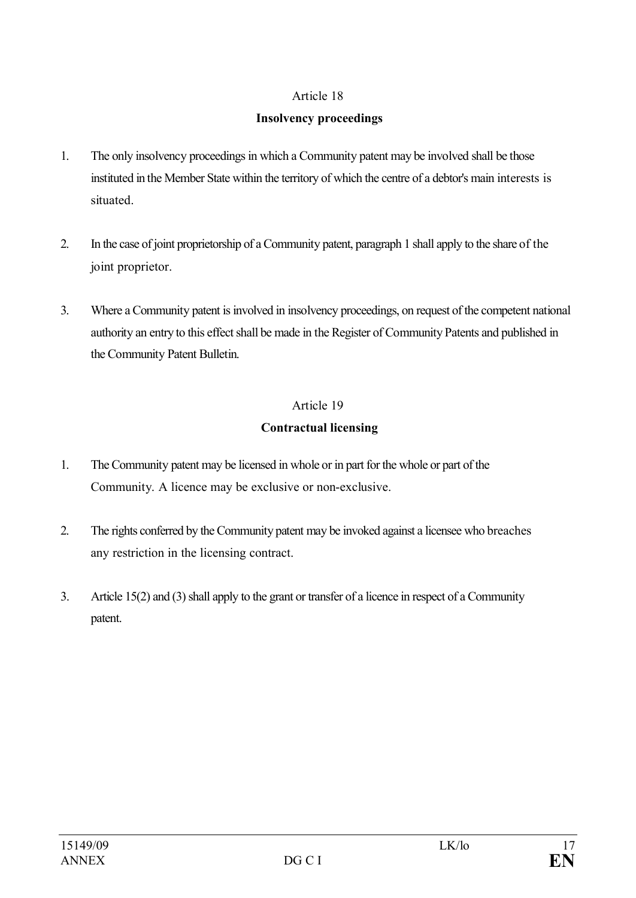Article 18

**Insolvency proceedings**

1. The only insolvency proceedings in which a Community patent may be involved shall be those instituted in the Member State within the territory of which the centre of a debtor's main interests is situated.

2. In the case of joint proprietorship of a Community patent, paragraph 1 shall apply to the share of the joint proprietor.

3. Where a Community patent is involved in insolvency proceedings, on request of the competent national authority an entry to this effect shall be made in the Register of Community Patents and published in the Community Patent Bulletin.

Article 19

**Contractual licensing**

1. The Community patent may be licensed in whole or in part for the whole or part of the Community. A licence may be exclusive or non-exclusive.

2. The rights conferred by the Community patent may be invoked against a licensee who breaches any restriction in the licensing contract.

3. Article 15(2) and (3) shall apply to the grant or transfer of a licence in respect of a Community patent.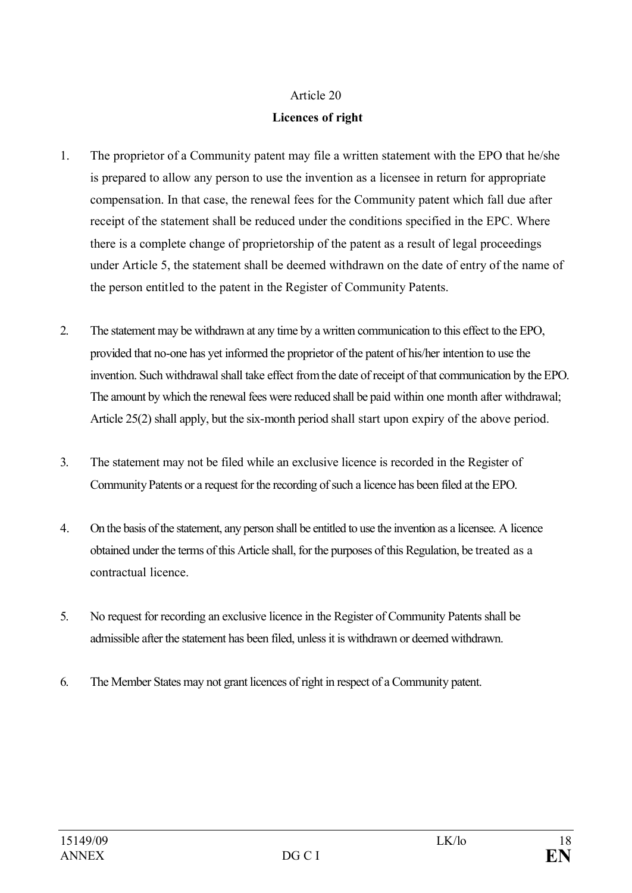Article 20

**Licences of right**

1. The proprietor of a Community patent may file a written statement with the EPO that he/she is prepared to allow any person to use the invention as a licensee in return for appropriate compensation. In that case, the renewal fees for the Community patent which fall due after receipt of the statement shall be reduced under the conditions specified in the EPC. Where there is a complete change of proprietorship of the patent as a result of legal proceedings under Article 5, the statement shall be deemed withdrawn on the date of entry of the name of the person entitled to the patent in the Register of Community Patents.

2. The statement may be withdrawn at any time by a written communication to this effect to the EPO, provided that no-one has yet informed the proprietor of the patent of his/her intention to use the invention. Such withdrawal shall take effect from the date of receipt of that communication by the EPO. The amount by which the renewal fees were reduced shall be paid within one month after withdrawal; Article 25(2) shall apply, but the six-month period shall start upon expiry of the above period.

3. The statement may not be filed while an exclusive licence is recorded in the Register of Community Patents or a request for the recording of such a licence has been filed at the EPO.

4. On the basis of the statement, any person shall be entitled to use the invention as a licensee. A licence obtained under the terms of this Article shall, for the purposes of this Regulation, be treated as a contractual licence.

5. No request for recording an exclusive licence in the Register of Community Patents shall be admissible after the statement has been filed, unless it is withdrawn or deemed withdrawn.

6. The Member States may not grant licences of right in respect of a Community patent.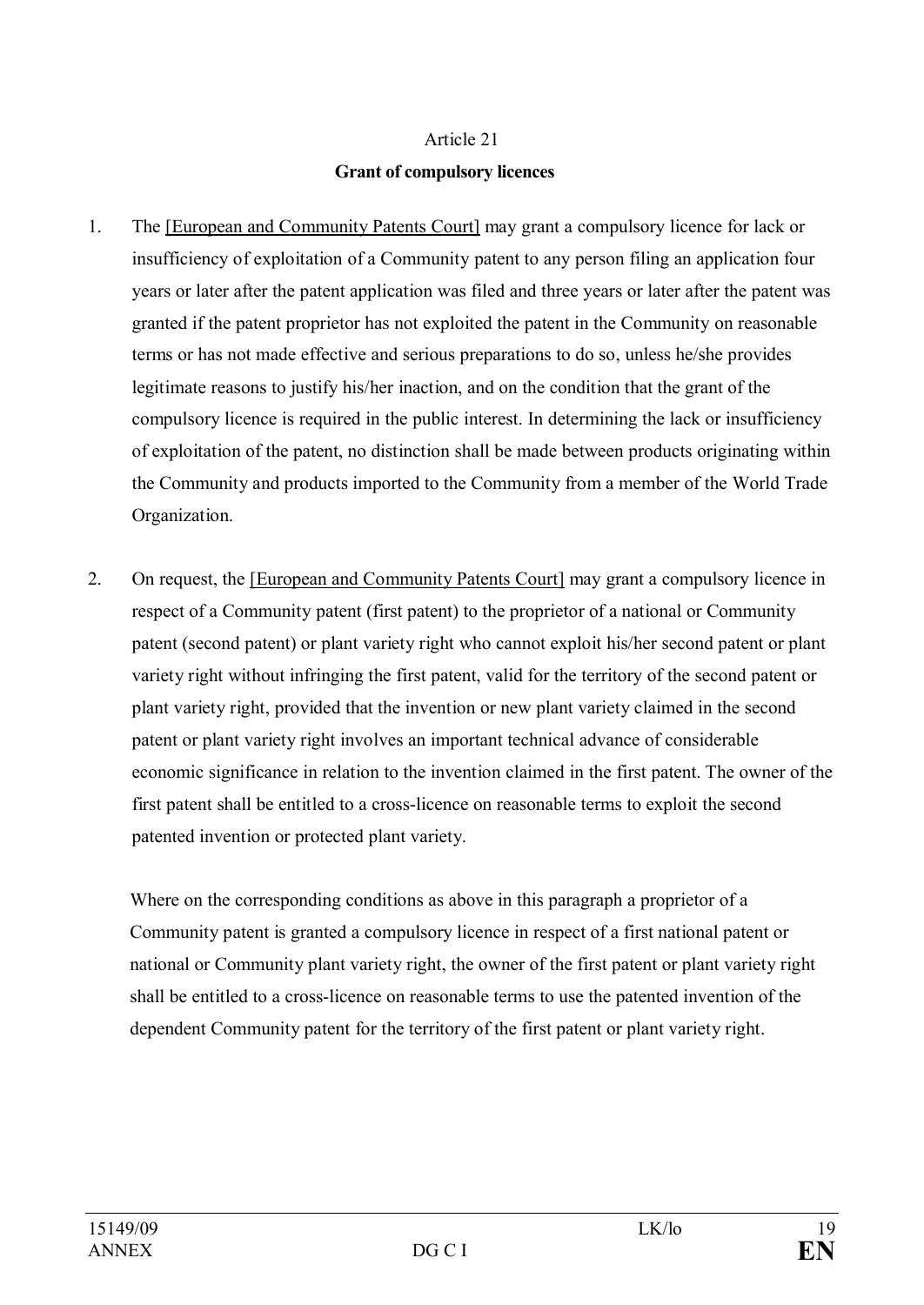Article 21

**Grant of compulsory licences**

1. The [European and Community Patents Court] may grant a compulsory licence for lack or insufficiency of exploitation of a Community patent to any person filing an application four years or later after the patent application was filed and three years or later after the patent was granted if the patent proprietor has not exploited the patent in the Community on reasonable terms or has not made effective and serious preparations to do so, unless he/she provides legitimate reasons to justify his/her inaction, and on the condition that the grant of the compulsory licence is required in the public interest. In determining the lack or insufficiency of exploitation of the patent, no distinction shall be made between products originating within the Community and products imported to the Community from a member of the World Trade Organization.

2. On request, the [European and Community Patents Court] may grant a compulsory licence in respect of a Community patent (first patent) to the proprietor of a national or Community patent (second patent) or plant variety right who cannot exploit his/her second patent or plant variety right without infringing the first patent, valid for the territory of the second patent or plant variety right, provided that the invention or new plant variety claimed in the second patent or plant variety right involves an important technical advance of considerable economic significance in relation to the invention claimed in the first patent. The owner of the first patent shall be entitled to a cross-licence on reasonable terms to exploit the second patented invention or protected plant variety.

   Where on the corresponding conditions as above in this paragraph a proprietor of a Community patent is granted a compulsory licence in respect of a first national patent or national or Community plant variety right, the owner of the first patent or plant variety right shall be entitled to a cross-licence on reasonable terms to use the patented invention of the dependent Community patent for the territory of the first patent or plant variety right.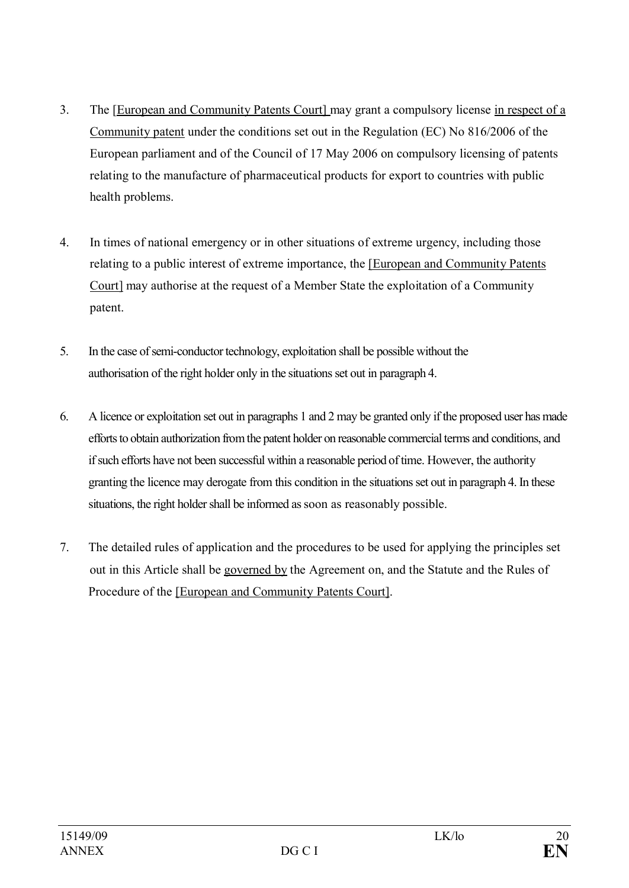3. The [European and Community Patents Court] may grant a compulsory license in respect of a Community patent under the conditions set out in the Regulation (EC) No 816/2006 of the European parliament and of the Council of 17 May 2006 on compulsory licensing of patents relating to the manufacture of pharmaceutical products for export to countries with public health problems.

4. In times of national emergency or in other situations of extreme urgency, including those relating to a public interest of extreme importance, the [European and Community Patents Court] may authorise at the request of a Member State the exploitation of a Community patent.

5. In the case of semi-conductor technology, exploitation shall be possible without the authorisation of the right holder only in the situations set out in paragraph 4.

6. A licence or exploitation set out in paragraphs 1 and 2 may be granted only if the proposed user has made efforts to obtain authorization from the patent holder on reasonable commercial terms and conditions, and if such efforts have not been successful within a reasonable period of time. However, the authority granting the licence may derogate from this condition in the situations set out in paragraph 4. In these situations, the right holder shall be informed as soon as reasonably possible.

7. The detailed rules of application and the procedures to be used for applying the principles set out in this Article shall be governed by the Agreement on, and the Statute and the Rules of Procedure of the [European and Community Patents Court].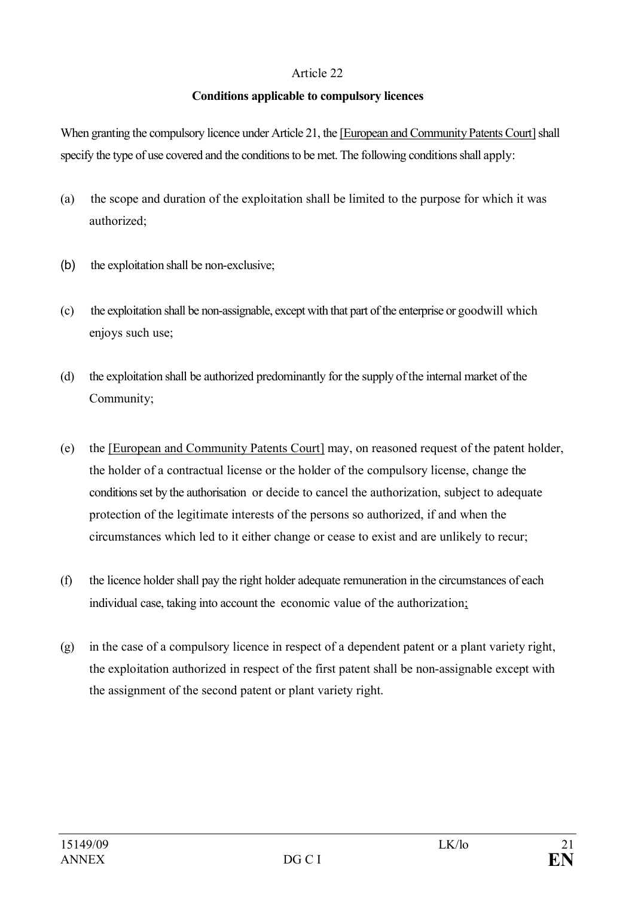Article 22

**Conditions applicable to compulsory licences**

When granting the compulsory licence under Article 21, the [European and Community Patents Court] shall specify the type of use covered and the conditions to be met. The following conditions shall apply:

(a) the scope and duration of the exploitation shall be limited to the purpose for which it was authorized;

(b) the exploitation shall be non-exclusive;

(c) the exploitation shall be non-assignable, except with that part of the enterprise or goodwill which enjoys such use;

(d) the exploitation shall be authorized predominantly for the supply of the internal market of the Community;

(e) the [European and Community Patents Court] may, on reasoned request of the patent holder, the holder of a contractual license or the holder of the compulsory license, change the conditions set by the authorisation or decide to cancel the authorization, subject to adequate protection of the legitimate interests of the persons so authorized, if and when the circumstances which led to it either change or cease to exist and are unlikely to recur;

(f) the licence holder shall pay the right holder adequate remuneration in the circumstances of each individual case, taking into account the economic value of the authorization;

(g) in the case of a compulsory licence in respect of a dependent patent or a plant variety right, the exploitation authorized in respect of the first patent shall be non-assignable except with the assignment of the second patent or plant variety right.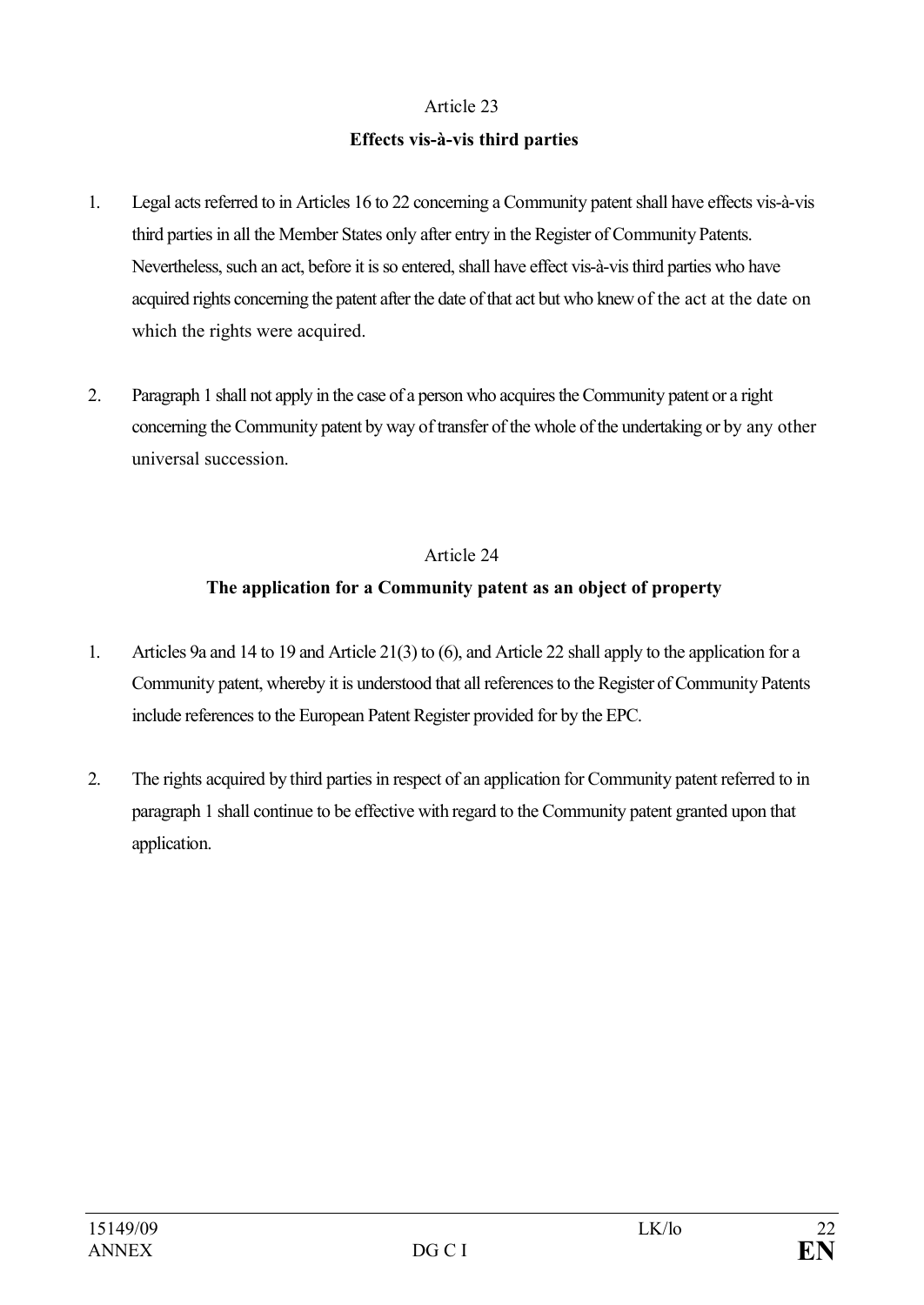Article 23

**Effects vis-à-vis third parties**

1. Legal acts referred to in Articles 16 to 22 concerning a Community patent shall have effects vis-à-vis third parties in all the Member States only after entry in the Register of Community Patents. Nevertheless, such an act, before it is so entered, shall have effect vis-à-vis third parties who have acquired rights concerning the patent after the date of that act but who knew of the act at the date on which the rights were acquired.

2. Paragraph 1 shall not apply in the case of a person who acquires the Community patent or a right concerning the Community patent by way of transfer of the whole of the undertaking or by any other universal succession.

Article 24

**The application for a Community patent as an object of property**

1. Articles 9a and 14 to 19 and Article 21(3) to (6), and Article 22 shall apply to the application for a Community patent, whereby it is understood that all references to the Register of Community Patents include references to the European Patent Register provided for by the EPC.

2. The rights acquired by third parties in respect of an application for Community patent referred to in paragraph 1 shall continue to be effective with regard to the Community patent granted upon that application.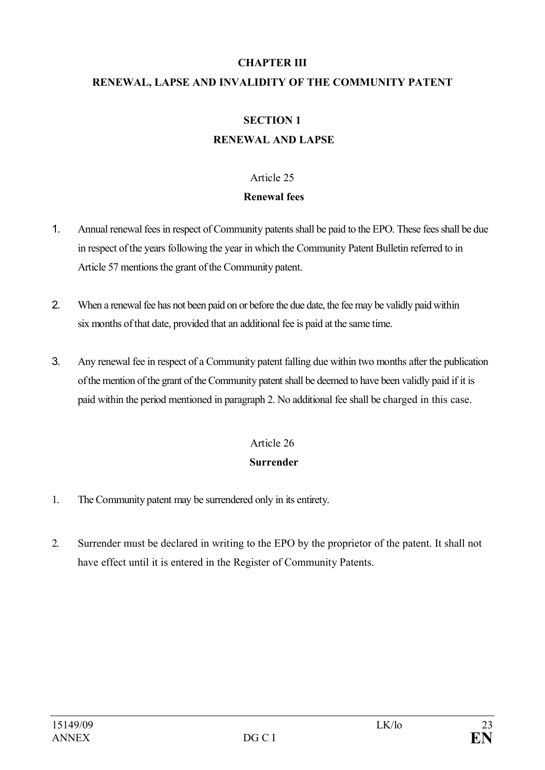## CHAPTER III

## RENEWAL, LAPSE AND INVALIDITY OF THE COMMUNITY PATENT

### SECTION 1

### RENEWAL AND LAPSE

Article 25

**Renewal fees**

1. Annual renewal fees in respect of Community patents shall be paid to the EPO. These fees shall be due in respect of the years following the year in which the Community Patent Bulletin referred to in Article 57 mentions the grant of the Community patent.

2. When a renewal fee has not been paid on or before the due date, the fee may be validly paid within six months of that date, provided that an additional fee is paid at the same time.

3. Any renewal fee in respect of a Community patent falling due within two months after the publication of the mention of the grant of the Community patent shall be deemed to have been validly paid if it is paid within the period mentioned in paragraph 2. No additional fee shall be charged in this case.

Article 26

**Surrender**

1. The Community patent may be surrendered only in its entirety.

2. Surrender must be declared in writing to the EPO by the proprietor of the patent. It shall not have effect until it is entered in the Register of Community Patents.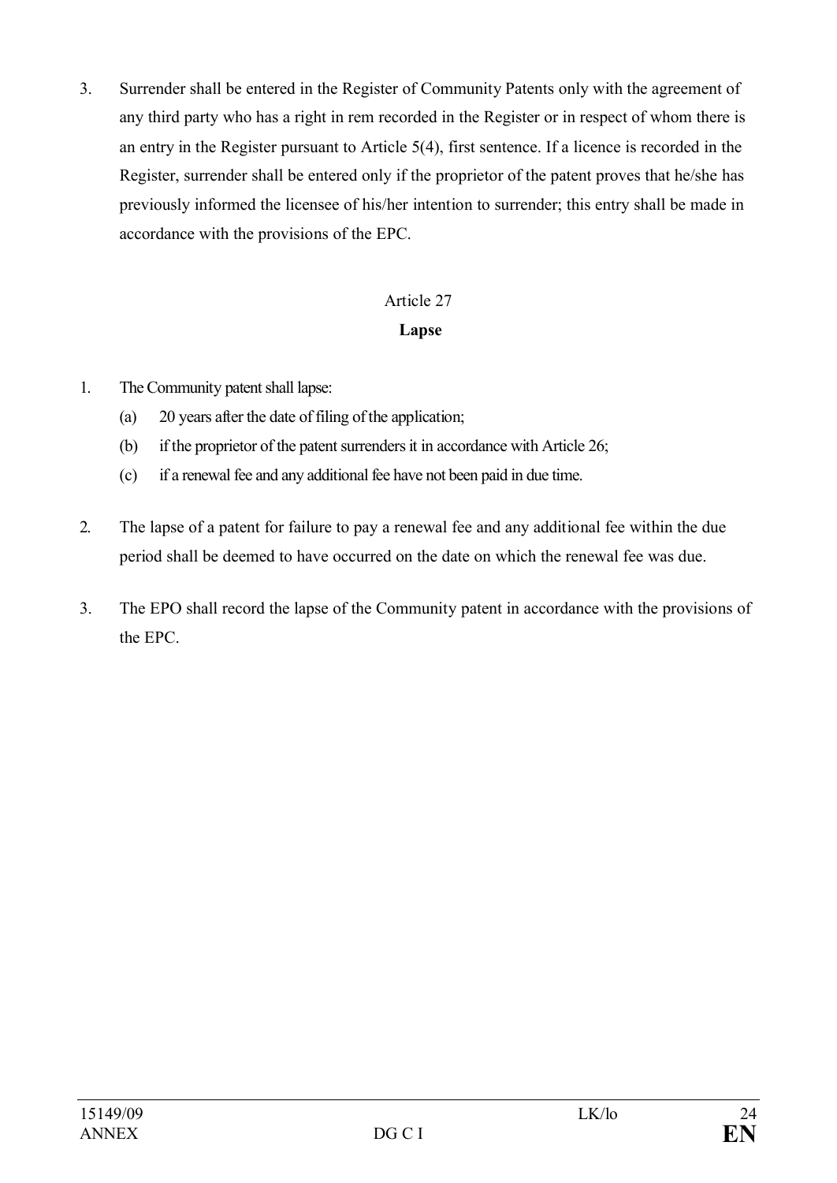3. Surrender shall be entered in the Register of Community Patents only with the agreement of any third party who has a right in rem recorded in the Register or in respect of whom there is an entry in the Register pursuant to Article 5(4), first sentence. If a licence is recorded in the Register, surrender shall be entered only if the proprietor of the patent proves that he/she has previously informed the licensee of his/her intention to surrender; this entry shall be made in accordance with the provisions of the EPC.

Article 27

**Lapse**

1. The Community patent shall lapse:
   (a) 20 years after the date of filing of the application;
   (b) if the proprietor of the patent surrenders it in accordance with Article 26;
   (c) if a renewal fee and any additional fee have not been paid in due time.

2. The lapse of a patent for failure to pay a renewal fee and any additional fee within the due period shall be deemed to have occurred on the date on which the renewal fee was due.

3. The EPO shall record the lapse of the Community patent in accordance with the provisions of the EPC.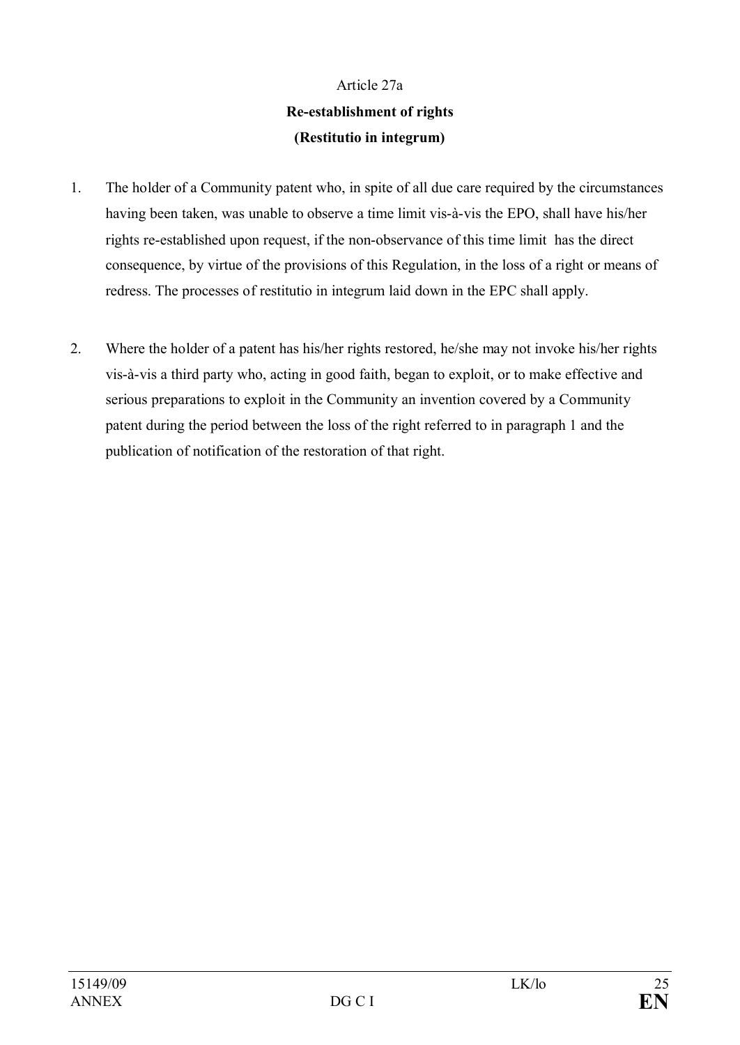Article 27a

**Re-establishment of rights**

**(Restitutio in integrum)**

1. The holder of a Community patent who, in spite of all due care required by the circumstances having been taken, was unable to observe a time limit vis-à-vis the EPO, shall have his/her rights re-established upon request, if the non-observance of this time limit has the direct consequence, by virtue of the provisions of this Regulation, in the loss of a right or means of redress. The processes of restitutio in integrum laid down in the EPC shall apply.

2. Where the holder of a patent has his/her rights restored, he/she may not invoke his/her rights vis-à-vis a third party who, acting in good faith, began to exploit, or to make effective and serious preparations to exploit in the Community an invention covered by a Community patent during the period between the loss of the right referred to in paragraph 1 and the publication of notification of the restoration of that right.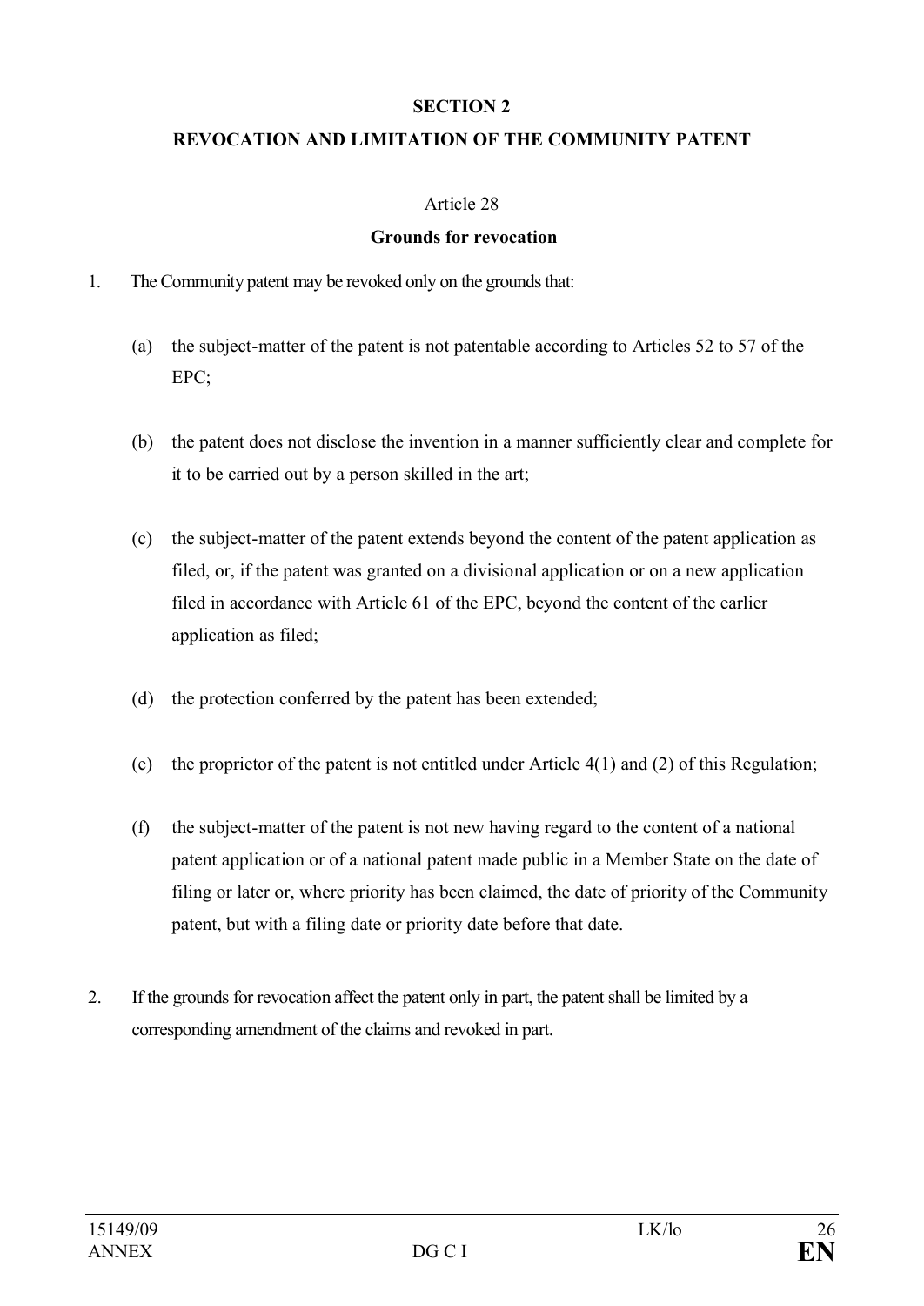## SECTION 2

## REVOCATION AND LIMITATION OF THE COMMUNITY PATENT

Article 28

**Grounds for revocation**

1. The Community patent may be revoked only on the grounds that:

   (a) the subject-matter of the patent is not patentable according to Articles 52 to 57 of the EPC;

   (b) the patent does not disclose the invention in a manner sufficiently clear and complete for it to be carried out by a person skilled in the art;

   (c) the subject-matter of the patent extends beyond the content of the patent application as filed, or, if the patent was granted on a divisional application or on a new application filed in accordance with Article 61 of the EPC, beyond the content of the earlier application as filed;

   (d) the protection conferred by the patent has been extended;

   (e) the proprietor of the patent is not entitled under Article 4(1) and (2) of this Regulation;

   (f) the subject-matter of the patent is not new having regard to the content of a national patent application or of a national patent made public in a Member State on the date of filing or later or, where priority has been claimed, the date of priority of the Community patent, but with a filing date or priority date before that date.

2. If the grounds for revocation affect the patent only in part, the patent shall be limited by a corresponding amendment of the claims and revoked in part.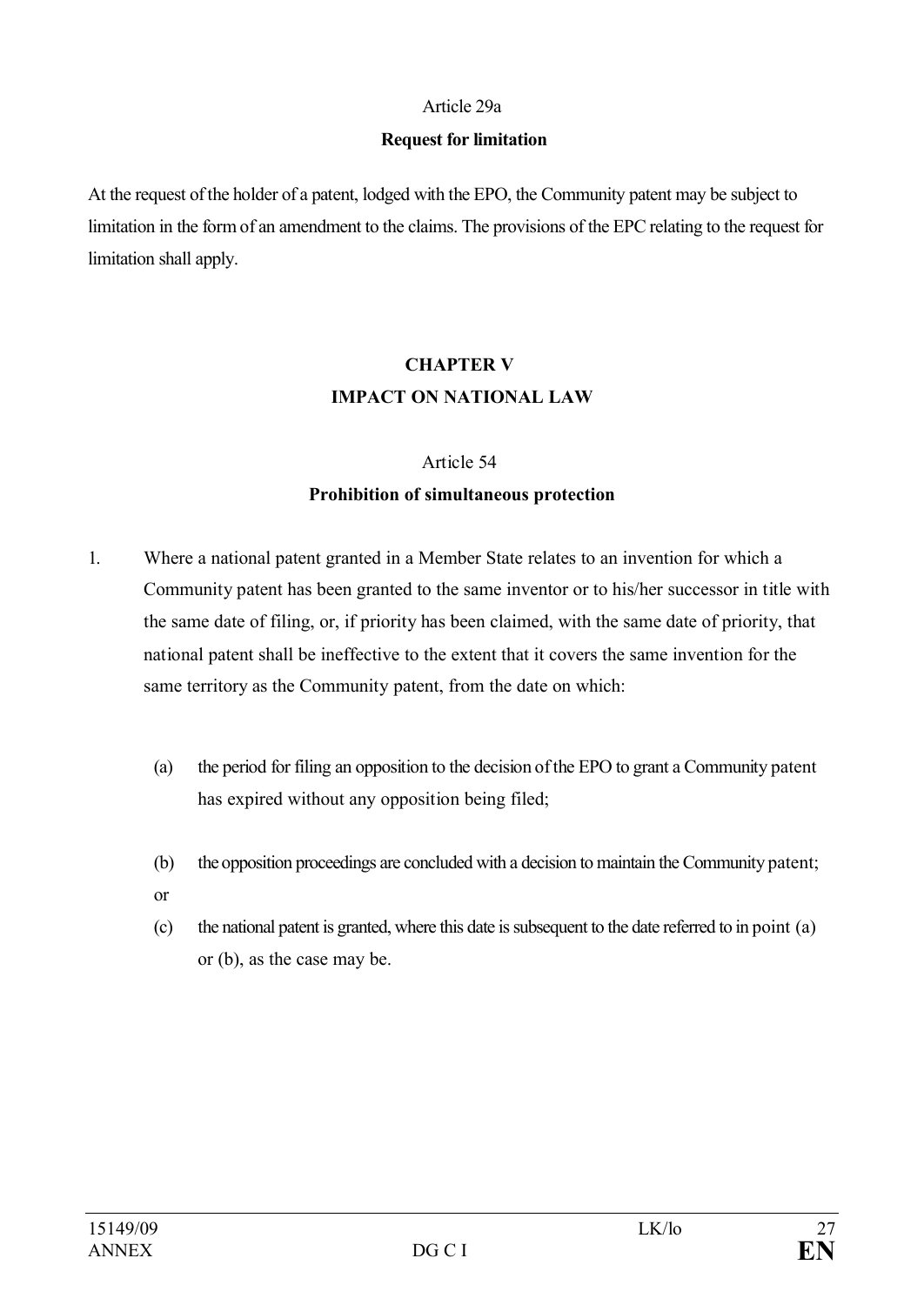Article 29a

**Request for limitation**

At the request of the holder of a patent, lodged with the EPO, the Community patent may be subject to limitation in the form of an amendment to the claims. The provisions of the EPC relating to the request for limitation shall apply.

## CHAPTER V
## IMPACT ON NATIONAL LAW

Article 54

**Prohibition of simultaneous protection**

1. Where a national patent granted in a Member State relates to an invention for which a Community patent has been granted to the same inventor or to his/her successor in title with the same date of filing, or, if priority has been claimed, with the same date of priority, that national patent shall be ineffective to the extent that it covers the same invention for the same territory as the Community patent, from the date on which:

   (a) the period for filing an opposition to the decision of the EPO to grant a Community patent has expired without any opposition being filed;

   (b) the opposition proceedings are concluded with a decision to maintain the Community patent; or

   (c) the national patent is granted, where this date is subsequent to the date referred to in point (a) or (b), as the case may be.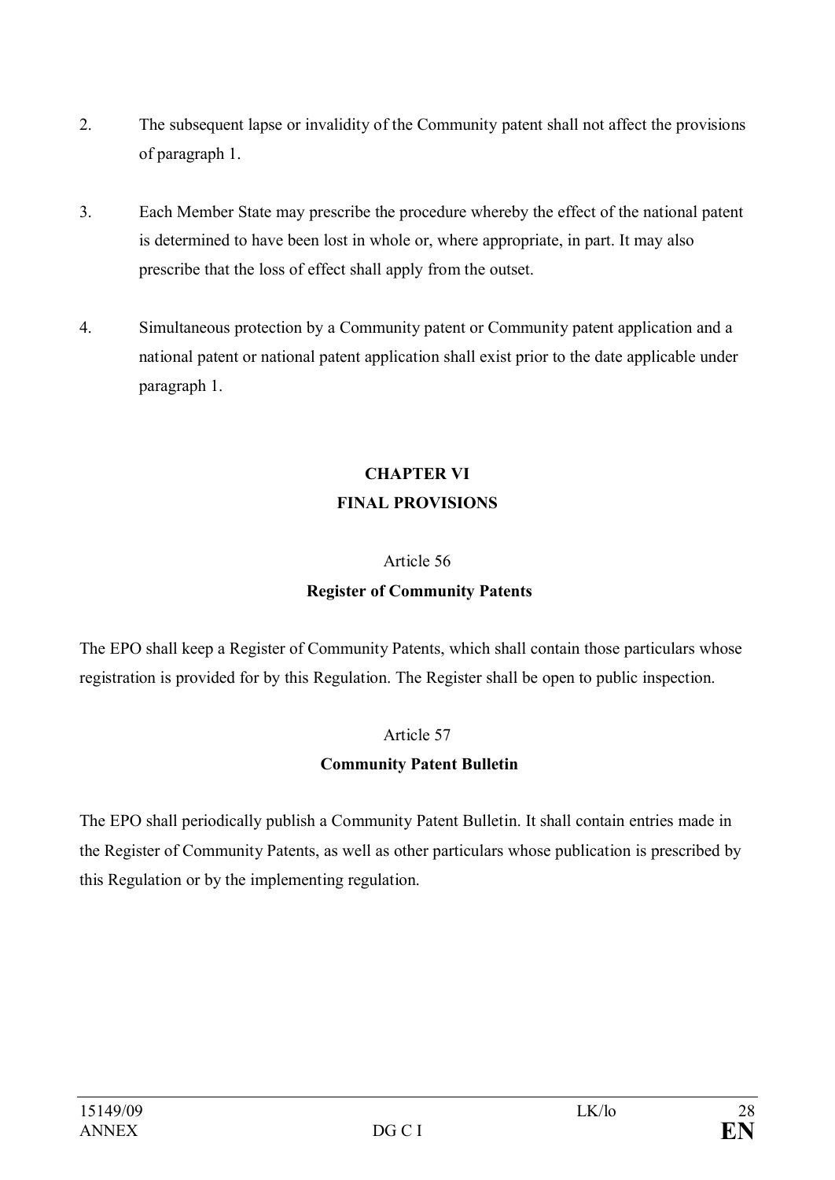2. The subsequent lapse or invalidity of the Community patent shall not affect the provisions of paragraph 1.

3. Each Member State may prescribe the procedure whereby the effect of the national patent is determined to have been lost in whole or, where appropriate, in part. It may also prescribe that the loss of effect shall apply from the outset.

4. Simultaneous protection by a Community patent or Community patent application and a national patent or national patent application shall exist prior to the date applicable under paragraph 1.

## CHAPTER VI
## FINAL PROVISIONS

Article 56

**Register of Community Patents**

The EPO shall keep a Register of Community Patents, which shall contain those particulars whose registration is provided for by this Regulation. The Register shall be open to public inspection.

Article 57

**Community Patent Bulletin**

The EPO shall periodically publish a Community Patent Bulletin. It shall contain entries made in the Register of Community Patents, as well as other particulars whose publication is prescribed by this Regulation or by the implementing regulation.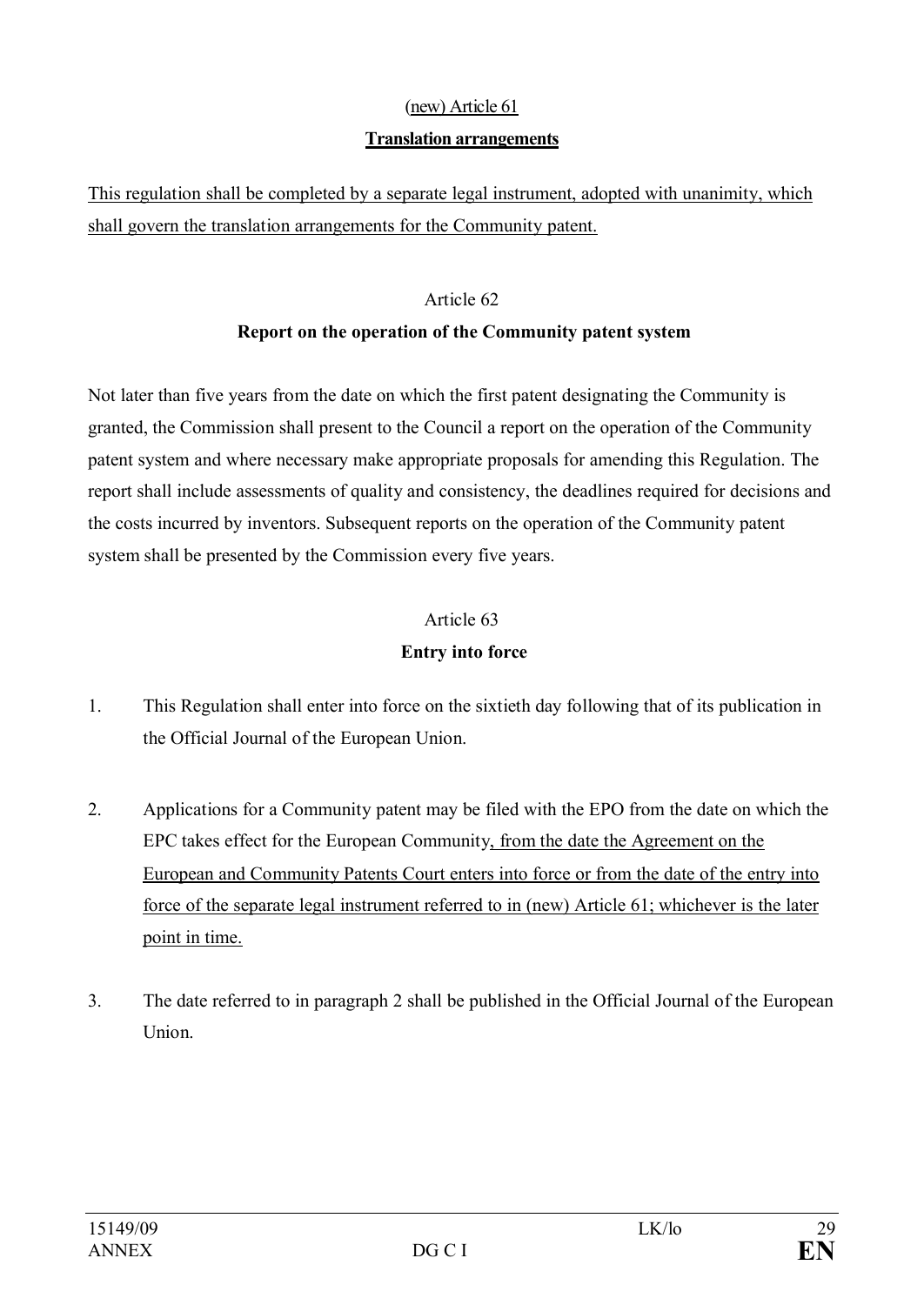(new) Article 61

**Translation arrangements**

This regulation shall be completed by a separate legal instrument, adopted with unanimity, which shall govern the translation arrangements for the Community patent.

Article 62

**Report on the operation of the Community patent system**

Not later than five years from the date on which the first patent designating the Community is granted, the Commission shall present to the Council a report on the operation of the Community patent system and where necessary make appropriate proposals for amending this Regulation. The report shall include assessments of quality and consistency, the deadlines required for decisions and the costs incurred by inventors. Subsequent reports on the operation of the Community patent system shall be presented by the Commission every five years.

Article 63

**Entry into force**

1. This Regulation shall enter into force on the sixtieth day following that of its publication in the Official Journal of the European Union.

2. Applications for a Community patent may be filed with the EPO from the date on which the EPC takes effect for the European Community, from the date the Agreement on the European and Community Patents Court enters into force or from the date of the entry into force of the separate legal instrument referred to in (new) Article 61; whichever is the later point in time.

3. The date referred to in paragraph 2 shall be published in the Official Journal of the European Union.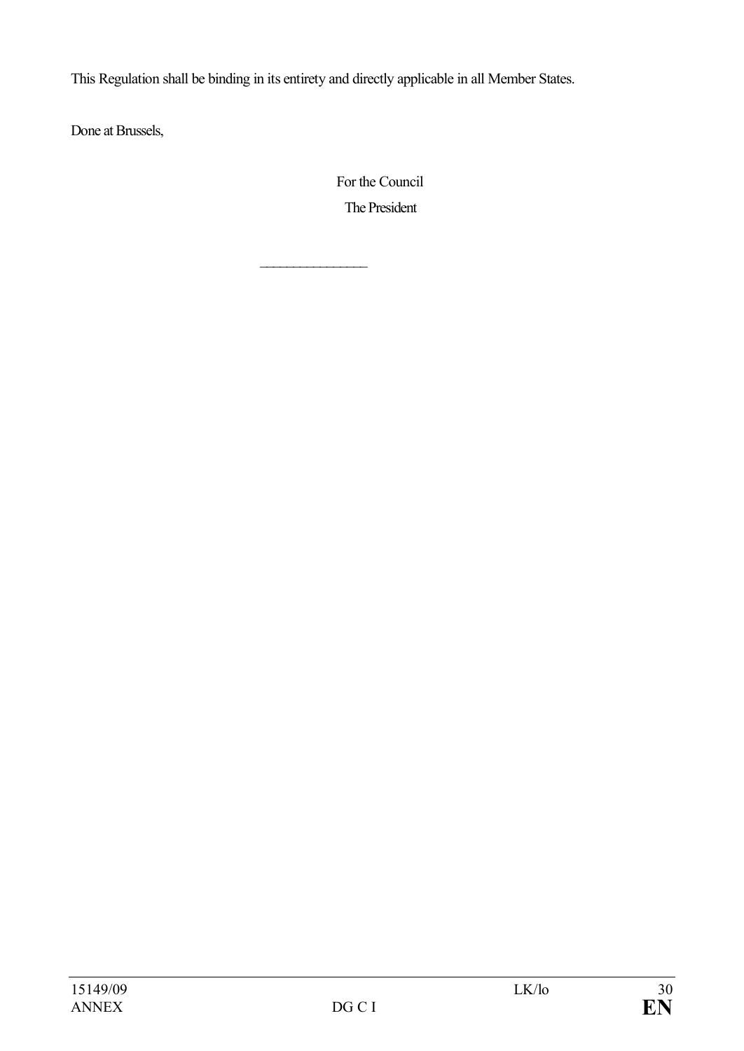This Regulation shall be binding in its entirety and directly applicable in all Member States.

Done at Brussels,

For the Council

The President

\_\_\_\_\_\_\_\_\_\_\_\_\_\_\_\_\_\_\_\_